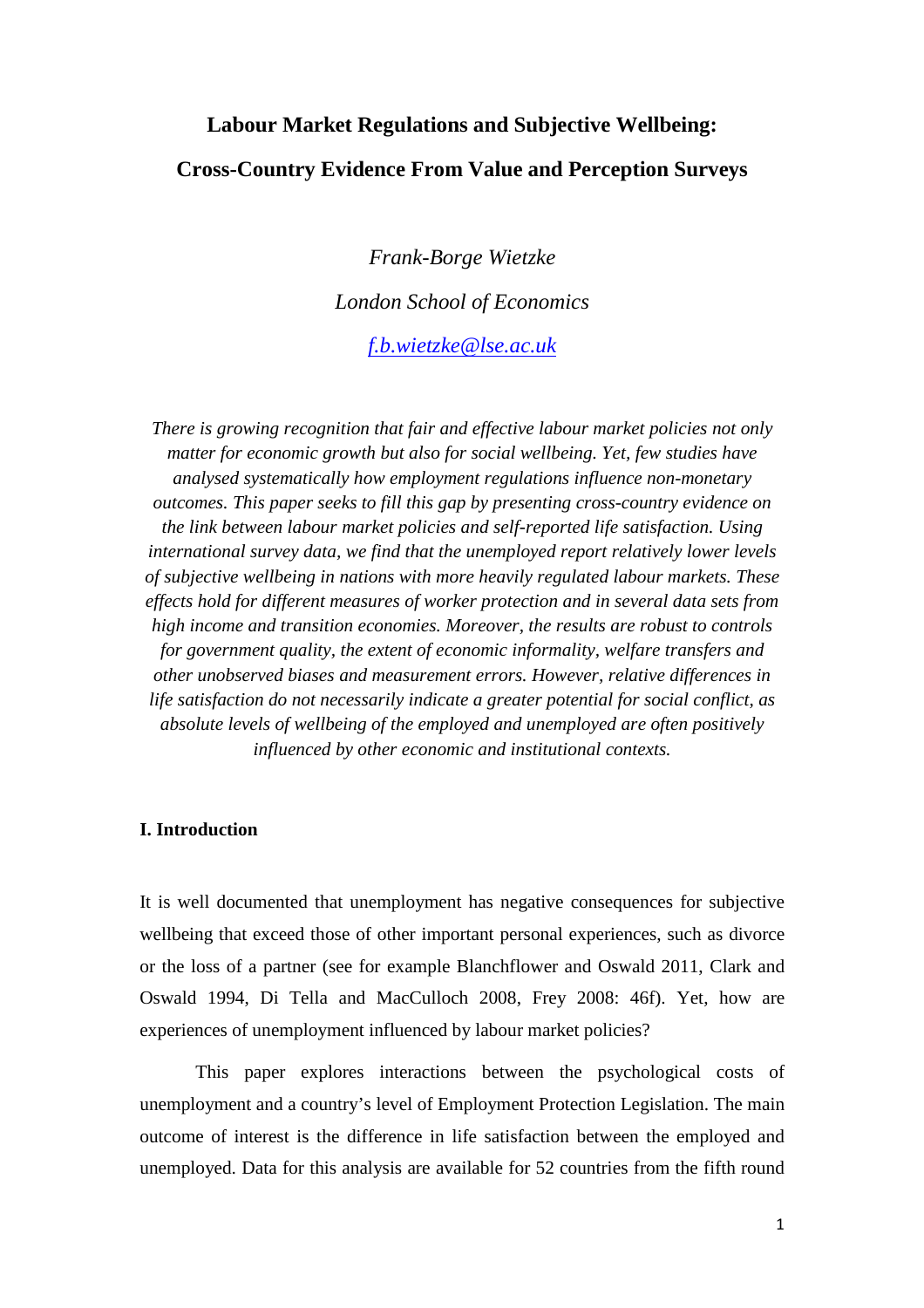# Labour Market Regulations and Subjective Wellbeing: Cross-Country Evidence From Value and Perception Surveys

*Frank-Borge Wietzke*

*London School of Economics*

*f.b.wietzke@lse.ac.uk*

*There is growing recognition that fair and effective labour market policies not only matter for economic growth but also for social wellbeing. Yet, few studies have analysed systematically how employment regulations influence non-monetary outcomes. This paper seeks to fill this gap by presenting cross-country evidence on the link between labour market policies and self-reported life satisfaction. Using international survey data, we find that the unemployed report relatively lower levels of subjective wellbeing in nations with more heavily regulated labour markets. These effects hold for different measures of worker protection and in several data sets from high income and transition economies. Moreover, the results are robust to controls for government quality, the extent of economic informality, welfare transfers and other unobserved biases and measurement errors. However, relative differences in life satisfaction do not necessarily indicate a greater potential for social conflict, as absolute levels of wellbeing of the employed and unemployed are often positively influenced by other economic and institutional contexts.*

## I. Introduction

It is well documented that unemployment has negative consequences for subjective wellbeing that exceed those of other important personal experiences, such as divorce or the loss of a partner (see for example Blanchflower and Oswald 2011, Clark and Oswald 1994, Di Tella and MacCulloch 2008, Frey 2008: 46f). Yet, how are experiences of unemployment influenced by labour market policies?

This paper explores interactions between the psychological costs of unemployment and a country's level of Employment Protection Legislation. The main outcome of interest is the difference in life satisfaction between the employed and unemployed. Data for this analysis are available for 52 countries from the fifth round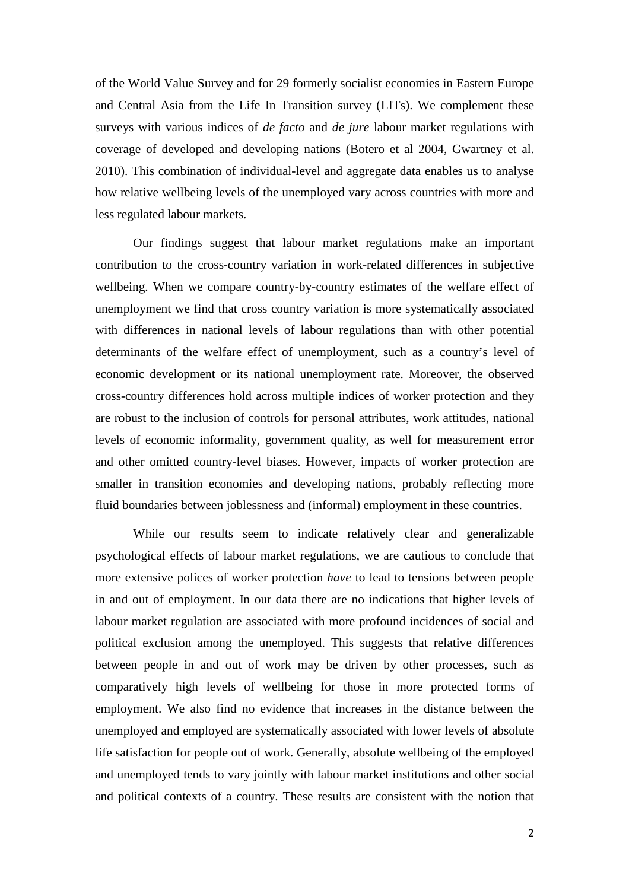of the World Value Survey and for 29 formerly socialist economies in Eastern Europe and Central Asia from the Life In Transition survey (LITs). We complement these surveys with various indices of *de facto* and *de jure* labour market regulations with coverage of developed and developing nations (Botero et al 2004, Gwartney et al. 2010). This combination of individual-level and aggregate data enables us to analyse how relative wellbeing levels of the unemployed vary across countries with more and less regulated labour markets.

Our findings suggest that labour market regulations make an important contribution to the cross-country variation in work-related differences in subjective wellbeing. When we compare country-by-country estimates of the welfare effect of unemployment we find that cross country variation is more systematically associated with differences in national levels of labour regulations than with other potential determinants of the welfare effect of unemployment, such as a country's level of economic development or its national unemployment rate. Moreover, the observed cross-country differences hold across multiple indices of worker protection and they are robust to the inclusion of controls for personal attributes, work attitudes, national levels of economic informality, government quality, as well for measurement error and other omitted country-level biases. However, impacts of worker protection are smaller in transition economies and developing nations, probably reflecting more fluid boundaries between joblessness and (informal) employment in these countries.

While our results seem to indicate relatively clear and generalizable psychological effects of labour market regulations, we are cautious to conclude that more extensive polices of worker protection *have* to lead to tensions between people in and out of employment. In our data there are no indications that higher levels of labour market regulation are associated with more profound incidences of social and political exclusion among the unemployed. This suggests that relative differences between people in and out of work may be driven by other processes, such as comparatively high levels of wellbeing for those in more protected forms of employment. We also find no evidence that increases in the distance between the unemployed and employed are systematically associated with lower levels of absolute life satisfaction for people out of work. Generally, absolute wellbeing of the employed and unemployed tends to vary jointly with labour market institutions and other social and political contexts of a country. These results are consistent with the notion that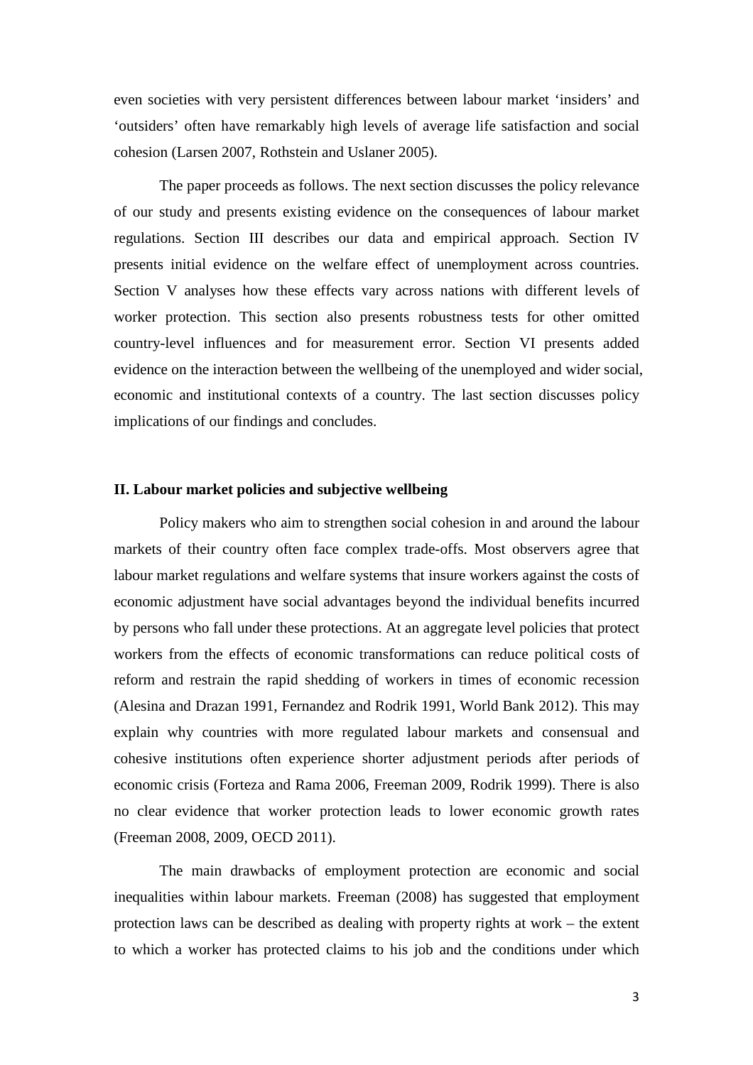even societies with very persistent differences between labour market 'insiders' and 'outsiders' often have remarkably high levels of average life satisfaction and social cohesion (Larsen 2007, Rothstein and Uslaner 2005).

The paper proceeds as follows. The next section discusses the policy relevance of our study and presents existing evidence on the consequences of labour market regulations. Section III describes our data and empirical approach. Section IV presents initial evidence on the welfare effect of unemployment across countries. Section V analyses how these effects vary across nations with different levels of worker protection. This section also presents robustness tests for other omitted country-level influences and for measurement error. Section VI presents added evidence on the interaction between the wellbeing of the unemployed and wider social, economic and institutional contexts of a country. The last section discusses policy implications of our findings and concludes.

## II. Labour market policies and subjective wellbeing

Policy makers who aim to strengthen social cohesion in and around the labour markets of their country often face complex trade-offs. Most observers agree that labour market regulations and welfare systems that insure workers against the costs of economic adjustment have social advantages beyond the individual benefits incurred by persons who fall under these protections. At an aggregate level policies that protect workers from the effects of economic transformations can reduce political costs of reform and restrain the rapid shedding of workers in times of economic recession (Alesina and Drazan 1991, Fernandez and Rodrik 1991, World Bank 2012). This may explain why countries with more regulated labour markets and consensual and cohesive institutions often experience shorter adjustment periods after periods of economic crisis (Forteza and Rama 2006, Freeman 2009, Rodrik 1999). There is also no clear evidence that worker protection leads to lower economic growth rates (Freeman 2008, 2009, OECD 2011).

The main drawbacks of employment protection are economic and social inequalities within labour markets. Freeman (2008) has suggested that employment protection laws can be described as dealing with property rights at work – the extent to which a worker has protected claims to his job and the conditions under which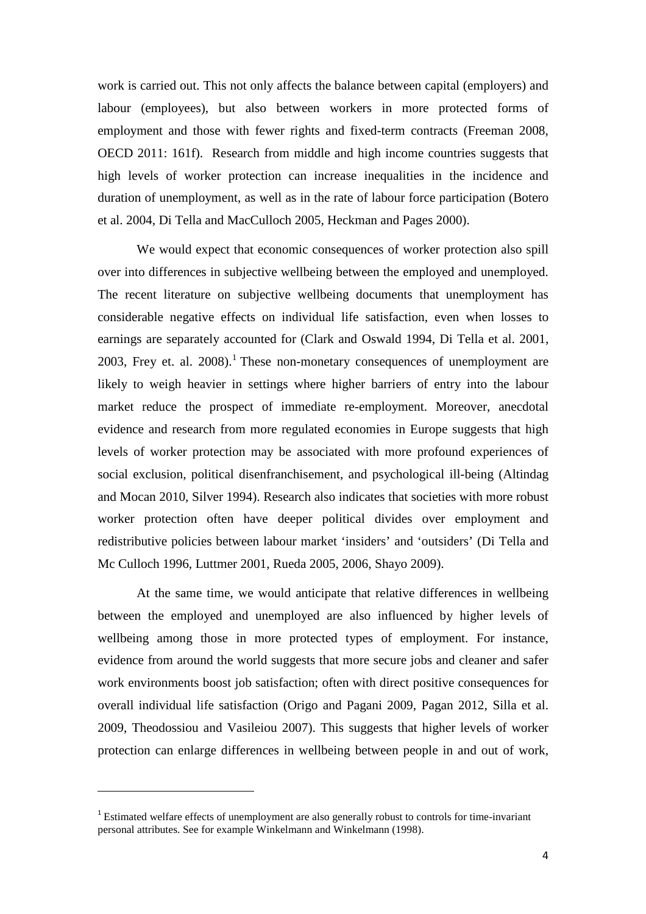work is carried out. This not only affects the balance between capital (employers) and labour (employees), but also between workers in more protected forms of employment and those with fewer rights and fixed-term contracts (Freeman 2008, OECD 2011: 161f). Research from middle and high income countries suggests that high levels of worker protection can increase inequalities in the incidence and duration of unemployment, as well as in the rate of labour force participation (Botero et al. 2004, Di Tella and MacCulloch 2005, Heckman and Pages 2000).

We would expect that economic consequences of worker protection also spill over into differences in subjective wellbeing between the employed and unemployed. The recent literature on subjective wellbeing documents that unemployment has considerable negative effects on individual life satisfaction, even when losses to earnings are separately accounted for (Clark and Oswald 1994, Di Tella et al. 2001, 2003, Frey et. al. 2008).[1] These non-monetary consequences of unemployment are likely to weigh heavier in settings where higher barriers of entry into the labour market reduce the prospect of immediate re-employment. Moreover, anecdotal evidence and research from more regulated economies in Europe suggests that high levels of worker protection may be associated with more profound experiences of social exclusion, political disenfranchisement, and psychological ill-being (Altindag and Mocan 2010, Silver 1994). Research also indicates that societies with more robust worker protection often have deeper political divides over employment and redistributive policies between labour market 'insiders' and 'outsiders' (Di Tella and Mc Culloch 1996, Luttmer 2001, Rueda 2005, 2006, Shayo 2009).

At the same time, we would anticipate that relative differences in wellbeing between the employed and unemployed are also influenced by higher levels of wellbeing among those in more protected types of employment. For instance, evidence from around the world suggests that more secure jobs and cleaner and safer work environments boost job satisfaction; often with direct positive consequences for overall individual life satisfaction (Origo and Pagani 2009, Pagan 2012, Silla et al. 2009, Theodossiou and Vasileiou 2007). This suggests that higher levels of worker protection can enlarge differences in wellbeing between people in and out of work,

---

[1] Estimated welfare effects of unemployment are also generally robust to controls for time-invariant personal attributes. See for example Winkelmann and Winkelmann (1998).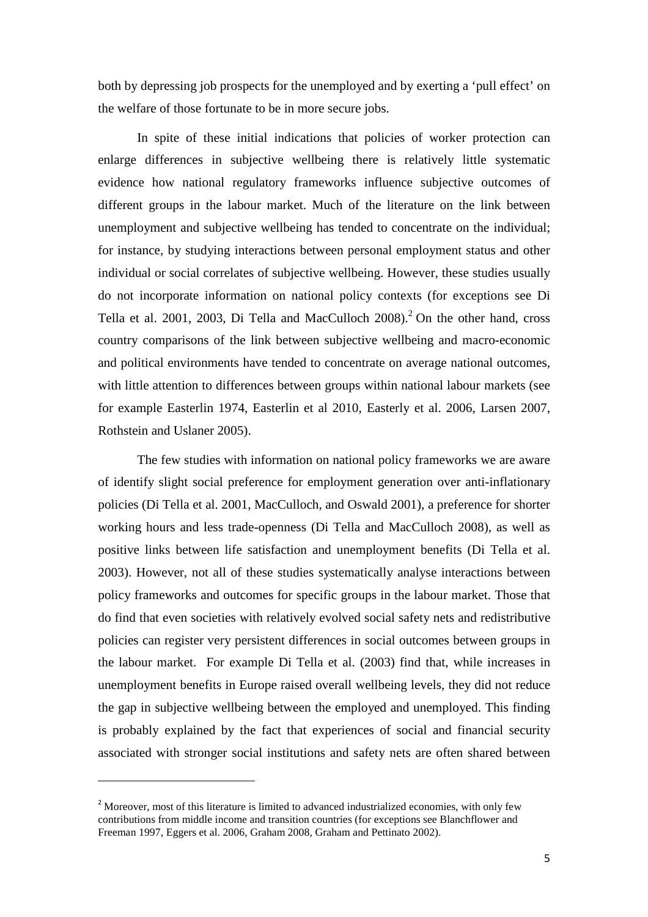both by depressing job prospects for the unemployed and by exerting a 'pull effect' on the welfare of those fortunate to be in more secure jobs.

In spite of these initial indications that policies of worker protection can enlarge differences in subjective wellbeing there is relatively little systematic evidence how national regulatory frameworks influence subjective outcomes of different groups in the labour market. Much of the literature on the link between unemployment and subjective wellbeing has tended to concentrate on the individual; for instance, by studying interactions between personal employment status and other individual or social correlates of subjective wellbeing. However, these studies usually do not incorporate information on national policy contexts (for exceptions see Di Tella et al. 2001, 2003, Di Tella and MacCulloch 2008).[2] On the other hand, cross country comparisons of the link between subjective wellbeing and macro-economic and political environments have tended to concentrate on average national outcomes, with little attention to differences between groups within national labour markets (see for example Easterlin 1974, Easterlin et al 2010, Easterly et al. 2006, Larsen 2007, Rothstein and Uslaner 2005).

The few studies with information on national policy frameworks we are aware of identify slight social preference for employment generation over anti-inflationary policies (Di Tella et al. 2001, MacCulloch, and Oswald 2001), a preference for shorter working hours and less trade-openness (Di Tella and MacCulloch 2008), as well as positive links between life satisfaction and unemployment benefits (Di Tella et al. 2003). However, not all of these studies systematically analyse interactions between policy frameworks and outcomes for specific groups in the labour market. Those that do find that even societies with relatively evolved social safety nets and redistributive policies can register very persistent differences in social outcomes between groups in the labour market. For example Di Tella et al. (2003) find that, while increases in unemployment benefits in Europe raised overall wellbeing levels, they did not reduce the gap in subjective wellbeing between the employed and unemployed. This finding is probably explained by the fact that experiences of social and financial security associated with stronger social institutions and safety nets are often shared between

---

[2] Moreover, most of this literature is limited to advanced industrialized economies, with only few contributions from middle income and transition countries (for exceptions see Blanchflower and Freeman 1997, Eggers et al. 2006, Graham 2008, Graham and Pettinato 2002).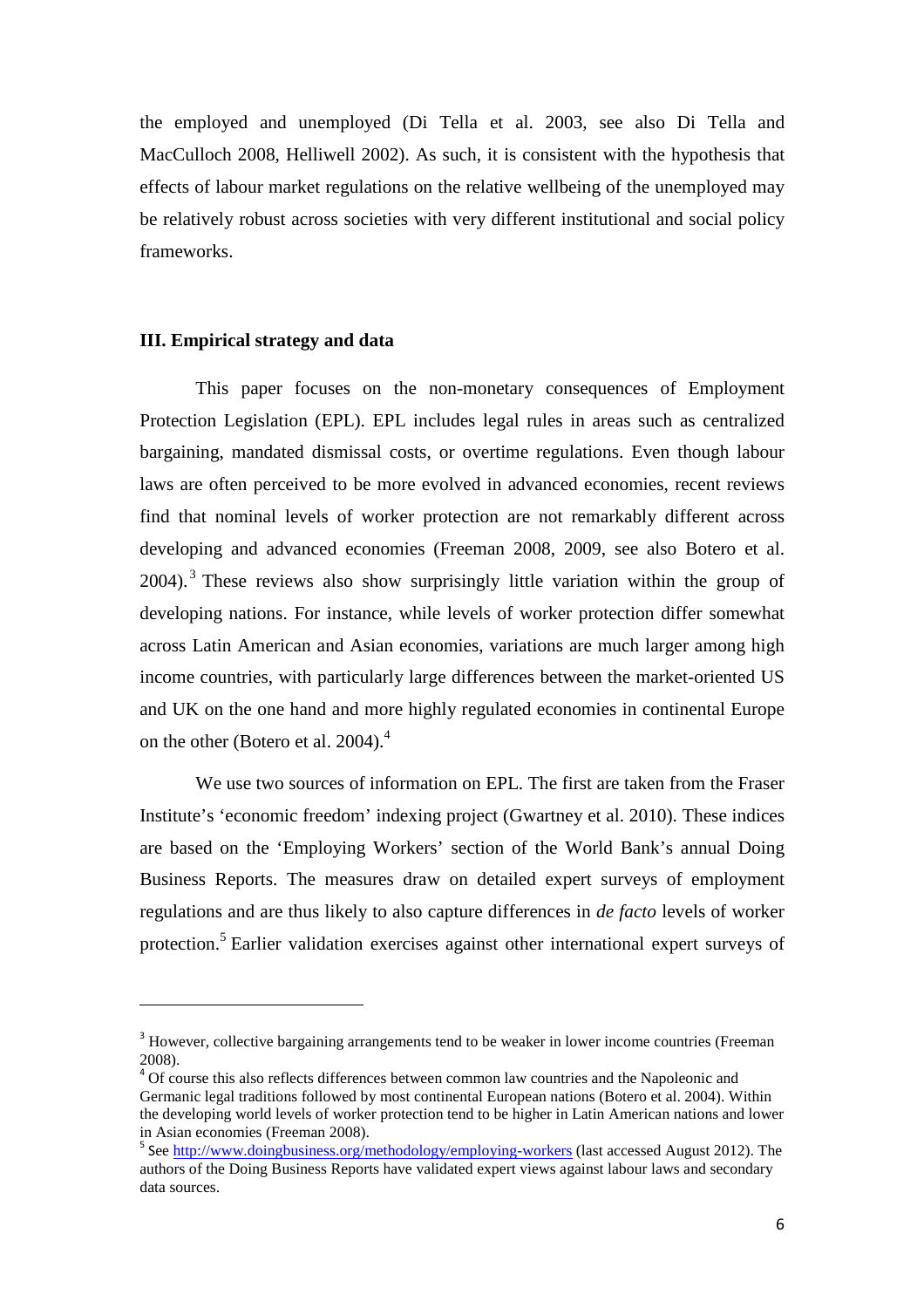the employed and unemployed (Di Tella et al. 2003, see also Di Tella and MacCulloch 2008, Helliwell 2002). As such, it is consistent with the hypothesis that effects of labour market regulations on the relative wellbeing of the unemployed may be relatively robust across societies with very different institutional and social policy frameworks.

## III. Empirical strategy and data

This paper focuses on the non-monetary consequences of Employment Protection Legislation (EPL). EPL includes legal rules in areas such as centralized bargaining, mandated dismissal costs, or overtime regulations. Even though labour laws are often perceived to be more evolved in advanced economies, recent reviews find that nominal levels of worker protection are not remarkably different across developing and advanced economies (Freeman 2008, 2009, see also Botero et al. 2004).[3] These reviews also show surprisingly little variation within the group of developing nations. For instance, while levels of worker protection differ somewhat across Latin American and Asian economies, variations are much larger among high income countries, with particularly large differences between the market-oriented US and UK on the one hand and more highly regulated economies in continental Europe on the other (Botero et al. 2004).[4]

We use two sources of information on EPL. The first are taken from the Fraser Institute's 'economic freedom' indexing project (Gwartney et al. 2010). These indices are based on the 'Employing Workers' section of the World Bank's annual Doing Business Reports. The measures draw on detailed expert surveys of employment regulations and are thus likely to also capture differences in *de facto* levels of worker protection.[5] Earlier validation exercises against other international expert surveys of

---

[3] However, collective bargaining arrangements tend to be weaker in lower income countries (Freeman 2008).

[4] Of course this also reflects differences between common law countries and the Napoleonic and Germanic legal traditions followed by most continental European nations (Botero et al. 2004). Within the developing world levels of worker protection tend to be higher in Latin American nations and lower in Asian economies (Freeman 2008).

[5] See http://www.doingbusiness.org/methodology/employing-workers (last accessed August 2012). The authors of the Doing Business Reports have validated expert views against labour laws and secondary data sources.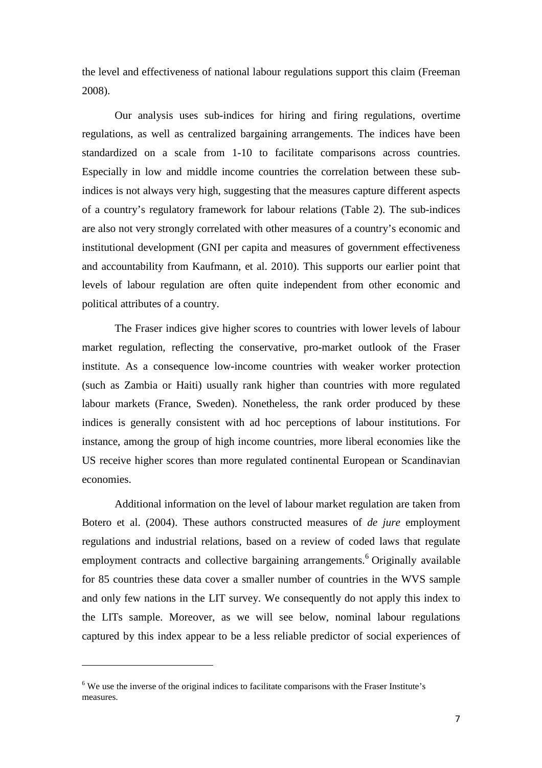the level and effectiveness of national labour regulations support this claim (Freeman 2008).

Our analysis uses sub-indices for hiring and firing regulations, overtime regulations, as well as centralized bargaining arrangements. The indices have been standardized on a scale from 1-10 to facilitate comparisons across countries. Especially in low and middle income countries the correlation between these sub-indices is not always very high, suggesting that the measures capture different aspects of a country's regulatory framework for labour relations (Table 2). The sub-indices are also not very strongly correlated with other measures of a country's economic and institutional development (GNI per capita and measures of government effectiveness and accountability from Kaufmann, et al. 2010). This supports our earlier point that levels of labour regulation are often quite independent from other economic and political attributes of a country.

The Fraser indices give higher scores to countries with lower levels of labour market regulation, reflecting the conservative, pro-market outlook of the Fraser institute. As a consequence low-income countries with weaker worker protection (such as Zambia or Haiti) usually rank higher than countries with more regulated labour markets (France, Sweden). Nonetheless, the rank order produced by these indices is generally consistent with ad hoc perceptions of labour institutions. For instance, among the group of high income countries, more liberal economies like the US receive higher scores than more regulated continental European or Scandinavian economies.

Additional information on the level of labour market regulation are taken from Botero et al. (2004). These authors constructed measures of *de jure* employment regulations and industrial relations, based on a review of coded laws that regulate employment contracts and collective bargaining arrangements.[6] Originally available for 85 countries these data cover a smaller number of countries in the WVS sample and only few nations in the LIT survey. We consequently do not apply this index to the LITs sample. Moreover, as we will see below, nominal labour regulations captured by this index appear to be a less reliable predictor of social experiences of

[6] We use the inverse of the original indices to facilitate comparisons with the Fraser Institute's measures.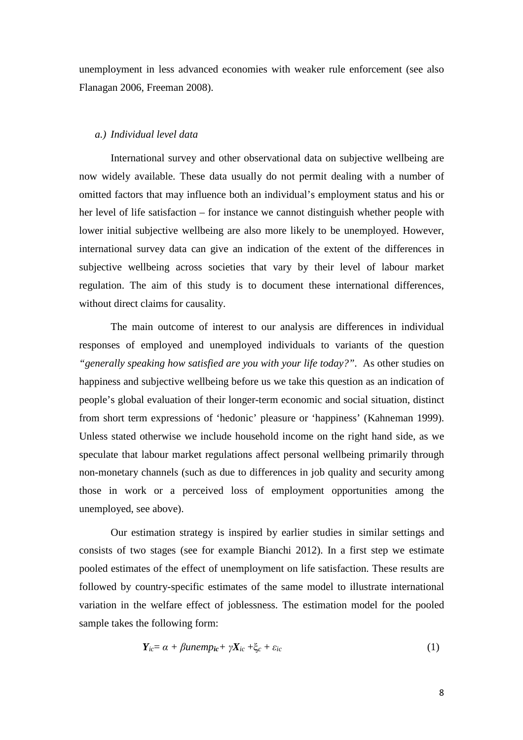unemployment in less advanced economies with weaker rule enforcement (see also Flanagan 2006, Freeman 2008).

### *a.) Individual level data*

International survey and other observational data on subjective wellbeing are now widely available. These data usually do not permit dealing with a number of omitted factors that may influence both an individual's employment status and his or her level of life satisfaction – for instance we cannot distinguish whether people with lower initial subjective wellbeing are also more likely to be unemployed. However, international survey data can give an indication of the extent of the differences in subjective wellbeing across societies that vary by their level of labour market regulation. The aim of this study is to document these international differences, without direct claims for causality.

The main outcome of interest to our analysis are differences in individual responses of employed and unemployed individuals to variants of the question *"generally speaking how satisfied are you with your life today?"*. As other studies on happiness and subjective wellbeing before us we take this question as an indication of people's global evaluation of their longer-term economic and social situation, distinct from short term expressions of 'hedonic' pleasure or 'happiness' (Kahneman 1999). Unless stated otherwise we include household income on the right hand side, as we speculate that labour market regulations affect personal wellbeing primarily through non-monetary channels (such as due to differences in job quality and security among those in work or a perceived loss of employment opportunities among the unemployed, see above).

Our estimation strategy is inspired by earlier studies in similar settings and consists of two stages (see for example Bianchi 2012). In a first step we estimate pooled estimates of the effect of unemployment on life satisfaction. These results are followed by country-specific estimates of the same model to illustrate international variation in the welfare effect of joblessness. The estimation model for the pooled sample takes the following form:

$$\boldsymbol{Y}_{ic} = \alpha + \beta unemp_{\boldsymbol{ic}} + \gamma \boldsymbol{X}_{ic} + \xi_c + \varepsilon_{ic} \qquad (1)$$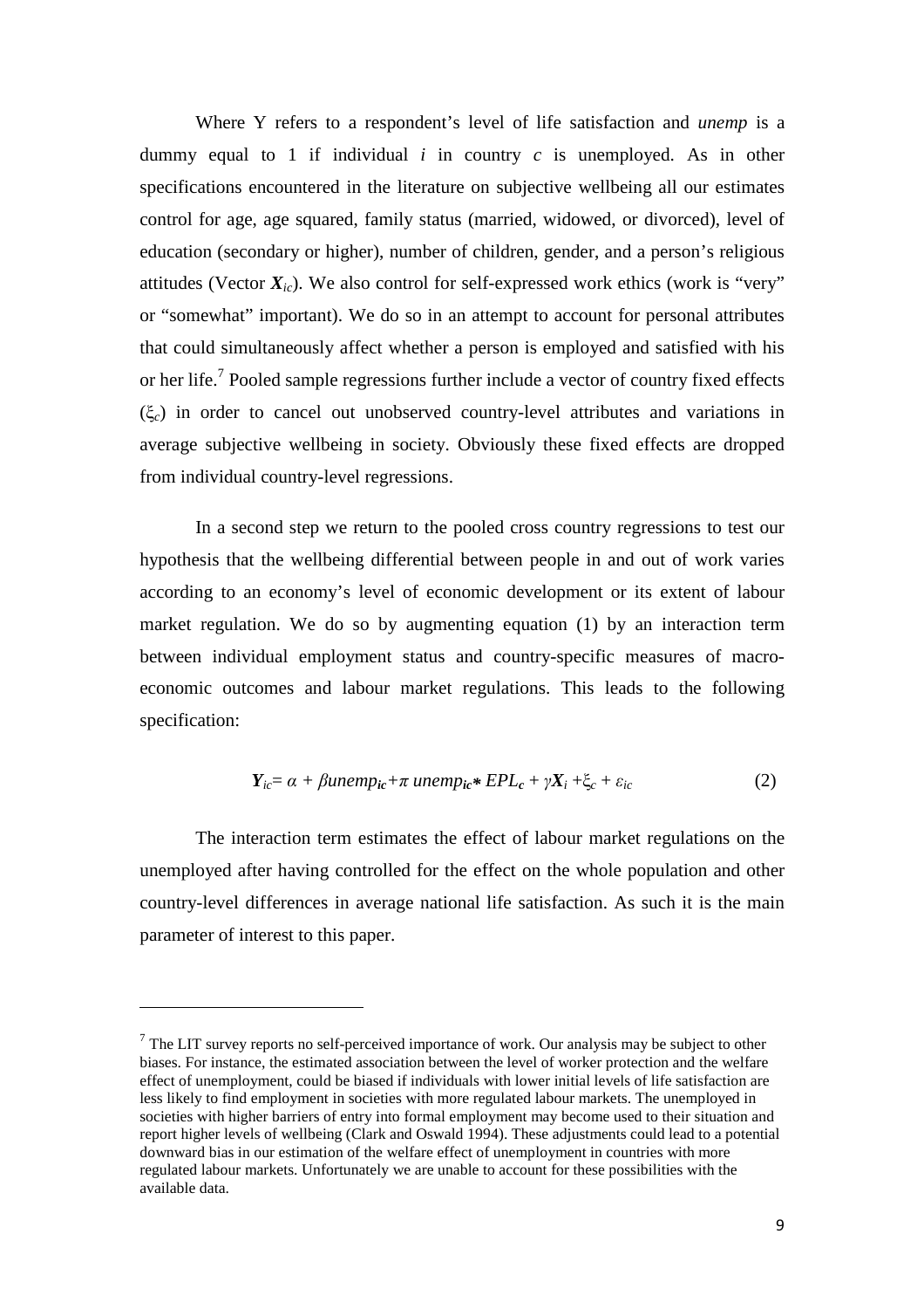Where Y refers to a respondent's level of life satisfaction and *unemp* is a dummy equal to 1 if individual $i$ in country $c$ is unemployed. As in other specifications encountered in the literature on subjective wellbeing all our estimates control for age, age squared, family status (married, widowed, or divorced), level of education (secondary or higher), number of children, gender, and a person's religious attitudes (Vector $\boldsymbol{X}_{ic}$). We also control for self-expressed work ethics (work is "very" or "somewhat" important). We do so in an attempt to account for personal attributes that could simultaneously affect whether a person is employed and satisfied with his or her life.[7] Pooled sample regressions further include a vector of country fixed effects ($\xi_c$) in order to cancel out unobserved country-level attributes and variations in average subjective wellbeing in society. Obviously these fixed effects are dropped from individual country-level regressions.

In a second step we return to the pooled cross country regressions to test our hypothesis that the wellbeing differential between people in and out of work varies according to an economy's level of economic development or its extent of labour market regulation. We do so by augmenting equation (1) by an interaction term between individual employment status and country-specific measures of macro-economic outcomes and labour market regulations. This leads to the following specification:

$$\boldsymbol{Y}_{ic} = \alpha + \beta unemp_{ic} + \pi\, unemp_{ic} * EPL_c + \gamma \boldsymbol{X}_i + \xi_c + \varepsilon_{ic} \qquad (2)$$

The interaction term estimates the effect of labour market regulations on the unemployed after having controlled for the effect on the whole population and other country-level differences in average national life satisfaction. As such it is the main parameter of interest to this paper.

---

[7] The LIT survey reports no self-perceived importance of work. Our analysis may be subject to other biases. For instance, the estimated association between the level of worker protection and the welfare effect of unemployment, could be biased if individuals with lower initial levels of life satisfaction are less likely to find employment in societies with more regulated labour markets. The unemployed in societies with higher barriers of entry into formal employment may become used to their situation and report higher levels of wellbeing (Clark and Oswald 1994). These adjustments could lead to a potential downward bias in our estimation of the welfare effect of unemployment in countries with more regulated labour markets. Unfortunately we are unable to account for these possibilities with the available data.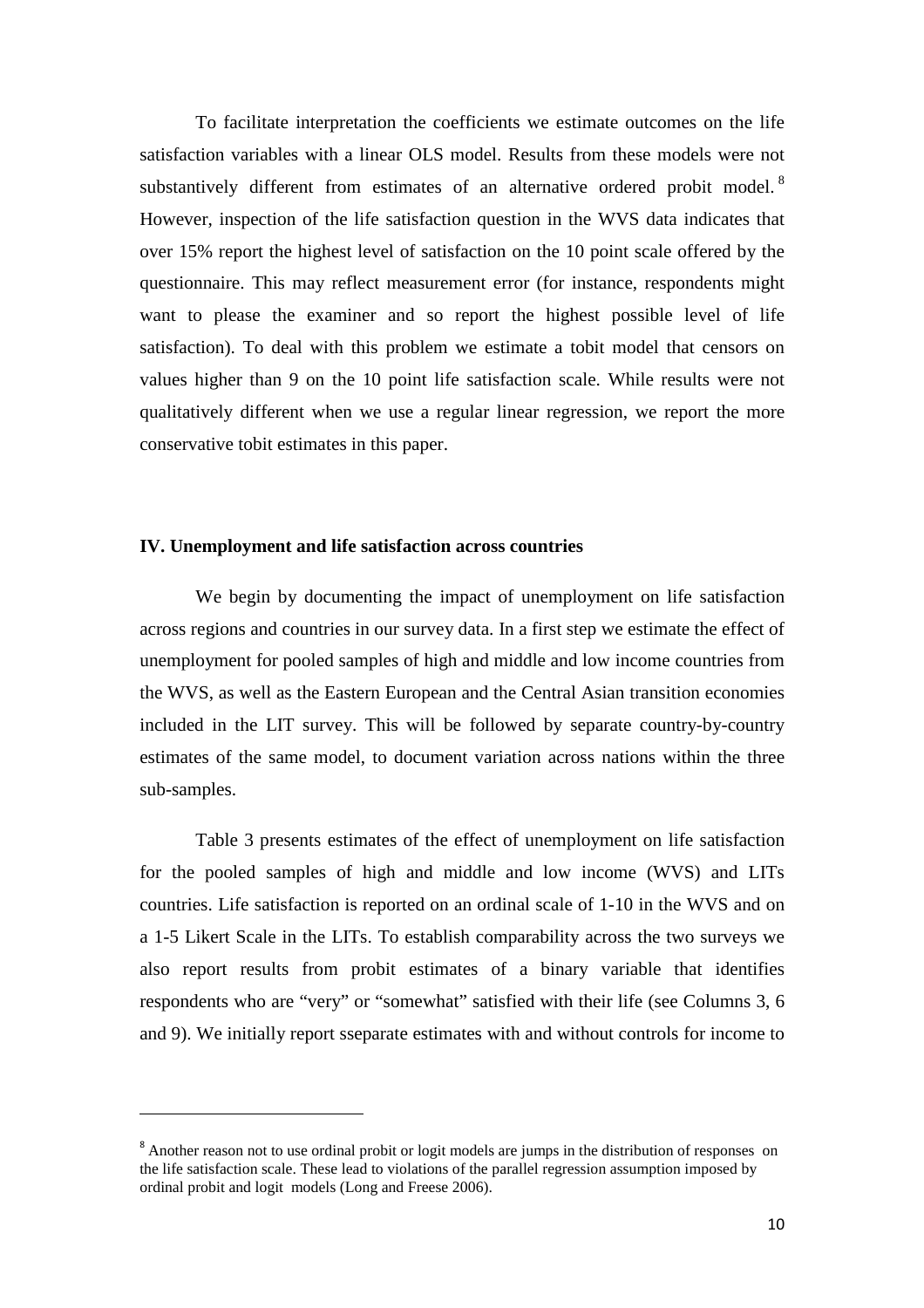To facilitate interpretation the coefficients we estimate outcomes on the life satisfaction variables with a linear OLS model. Results from these models were not substantively different from estimates of an alternative ordered probit model.[8] However, inspection of the life satisfaction question in the WVS data indicates that over 15% report the highest level of satisfaction on the 10 point scale offered by the questionnaire. This may reflect measurement error (for instance, respondents might want to please the examiner and so report the highest possible level of life satisfaction). To deal with this problem we estimate a tobit model that censors on values higher than 9 on the 10 point life satisfaction scale. While results were not qualitatively different when we use a regular linear regression, we report the more conservative tobit estimates in this paper.

### IV. Unemployment and life satisfaction across countries

We begin by documenting the impact of unemployment on life satisfaction across regions and countries in our survey data. In a first step we estimate the effect of unemployment for pooled samples of high and middle and low income countries from the WVS, as well as the Eastern European and the Central Asian transition economies included in the LIT survey. This will be followed by separate country-by-country estimates of the same model, to document variation across nations within the three sub-samples.

Table 3 presents estimates of the effect of unemployment on life satisfaction for the pooled samples of high and middle and low income (WVS) and LITs countries. Life satisfaction is reported on an ordinal scale of 1-10 in the WVS and on a 1-5 Likert Scale in the LITs. To establish comparability across the two surveys we also report results from probit estimates of a binary variable that identifies respondents who are "very" or "somewhat" satisfied with their life (see Columns 3, 6 and 9). We initially report sseparate estimates with and without controls for income to

[8] Another reason not to use ordinal probit or logit models are jumps in the distribution of responses on the life satisfaction scale. These lead to violations of the parallel regression assumption imposed by ordinal probit and logit models (Long and Freese 2006).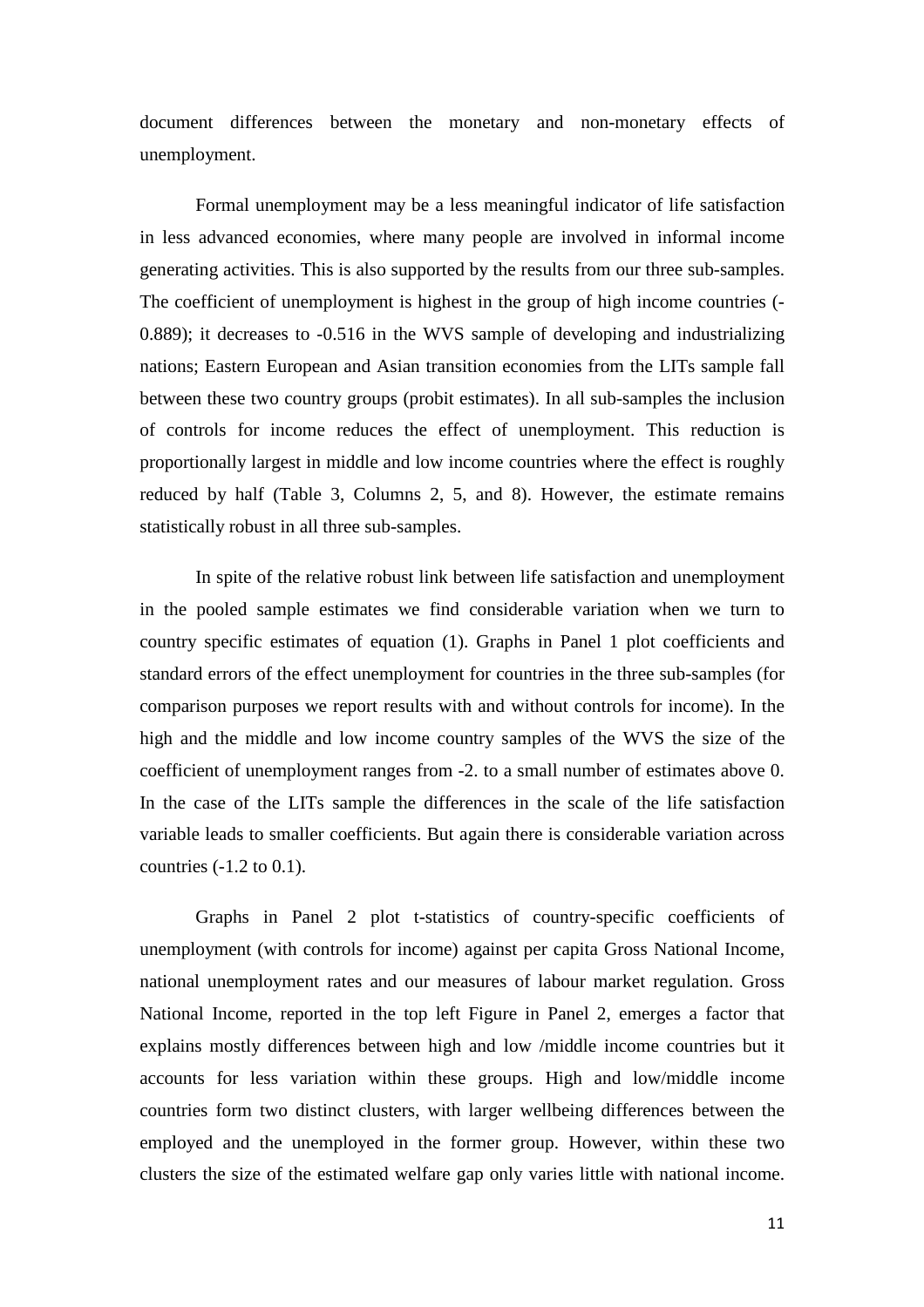document differences between the monetary and non-monetary effects of unemployment.

Formal unemployment may be a less meaningful indicator of life satisfaction in less advanced economies, where many people are involved in informal income generating activities. This is also supported by the results from our three sub-samples. The coefficient of unemployment is highest in the group of high income countries (-0.889); it decreases to -0.516 in the WVS sample of developing and industrializing nations; Eastern European and Asian transition economies from the LITs sample fall between these two country groups (probit estimates). In all sub-samples the inclusion of controls for income reduces the effect of unemployment. This reduction is proportionally largest in middle and low income countries where the effect is roughly reduced by half (Table 3, Columns 2, 5, and 8). However, the estimate remains statistically robust in all three sub-samples.

In spite of the relative robust link between life satisfaction and unemployment in the pooled sample estimates we find considerable variation when we turn to country specific estimates of equation (1). Graphs in Panel 1 plot coefficients and standard errors of the effect unemployment for countries in the three sub-samples (for comparison purposes we report results with and without controls for income). In the high and the middle and low income country samples of the WVS the size of the coefficient of unemployment ranges from -2. to a small number of estimates above 0. In the case of the LITs sample the differences in the scale of the life satisfaction variable leads to smaller coefficients. But again there is considerable variation across countries (-1.2 to 0.1).

Graphs in Panel 2 plot t-statistics of country-specific coefficients of unemployment (with controls for income) against per capita Gross National Income, national unemployment rates and our measures of labour market regulation. Gross National Income, reported in the top left Figure in Panel 2, emerges a factor that explains mostly differences between high and low /middle income countries but it accounts for less variation within these groups. High and low/middle income countries form two distinct clusters, with larger wellbeing differences between the employed and the unemployed in the former group. However, within these two clusters the size of the estimated welfare gap only varies little with national income.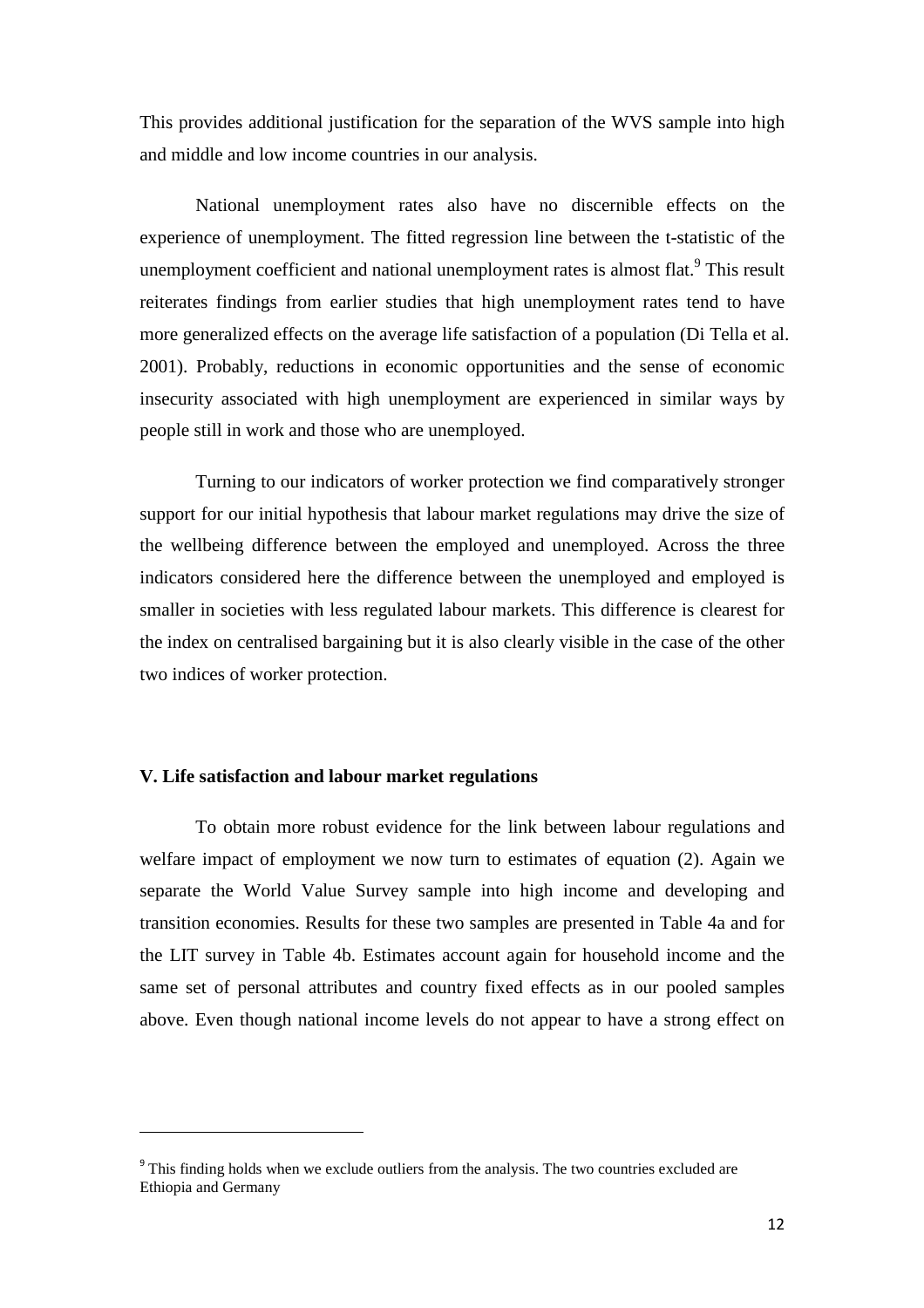This provides additional justification for the separation of the WVS sample into high and middle and low income countries in our analysis.

National unemployment rates also have no discernible effects on the experience of unemployment. The fitted regression line between the t-statistic of the unemployment coefficient and national unemployment rates is almost flat.[9] This result reiterates findings from earlier studies that high unemployment rates tend to have more generalized effects on the average life satisfaction of a population (Di Tella et al. 2001). Probably, reductions in economic opportunities and the sense of economic insecurity associated with high unemployment are experienced in similar ways by people still in work and those who are unemployed.

Turning to our indicators of worker protection we find comparatively stronger support for our initial hypothesis that labour market regulations may drive the size of the wellbeing difference between the employed and unemployed. Across the three indicators considered here the difference between the unemployed and employed is smaller in societies with less regulated labour markets. This difference is clearest for the index on centralised bargaining but it is also clearly visible in the case of the other two indices of worker protection.

### V. Life satisfaction and labour market regulations

To obtain more robust evidence for the link between labour regulations and welfare impact of employment we now turn to estimates of equation (2). Again we separate the World Value Survey sample into high income and developing and transition economies. Results for these two samples are presented in Table 4a and for the LIT survey in Table 4b. Estimates account again for household income and the same set of personal attributes and country fixed effects as in our pooled samples above. Even though national income levels do not appear to have a strong effect on

---

[9] This finding holds when we exclude outliers from the analysis. The two countries excluded are Ethiopia and Germany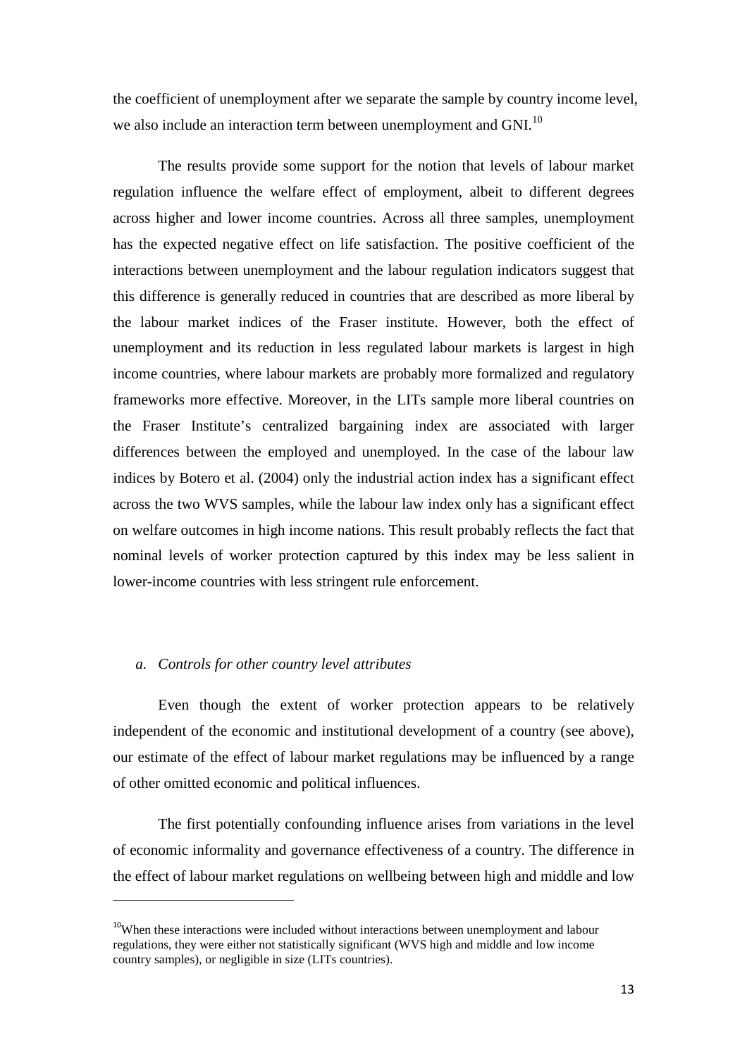the coefficient of unemployment after we separate the sample by country income level, we also include an interaction term between unemployment and GNI.[10]

The results provide some support for the notion that levels of labour market regulation influence the welfare effect of employment, albeit to different degrees across higher and lower income countries. Across all three samples, unemployment has the expected negative effect on life satisfaction. The positive coefficient of the interactions between unemployment and the labour regulation indicators suggest that this difference is generally reduced in countries that are described as more liberal by the labour market indices of the Fraser institute. However, both the effect of unemployment and its reduction in less regulated labour markets is largest in high income countries, where labour markets are probably more formalized and regulatory frameworks more effective. Moreover, in the LITs sample more liberal countries on the Fraser Institute's centralized bargaining index are associated with larger differences between the employed and unemployed. In the case of the labour law indices by Botero et al. (2004) only the industrial action index has a significant effect across the two WVS samples, while the labour law index only has a significant effect on welfare outcomes in high income nations. This result probably reflects the fact that nominal levels of worker protection captured by this index may be less salient in lower-income countries with less stringent rule enforcement.

### *a. Controls for other country level attributes*

Even though the extent of worker protection appears to be relatively independent of the economic and institutional development of a country (see above), our estimate of the effect of labour market regulations may be influenced by a range of other omitted economic and political influences.

The first potentially confounding influence arises from variations in the level of economic informality and governance effectiveness of a country. The difference in the effect of labour market regulations on wellbeing between high and middle and low

---

[10] When these interactions were included without interactions between unemployment and labour regulations, they were either not statistically significant (WVS high and middle and low income country samples), or negligible in size (LITs countries).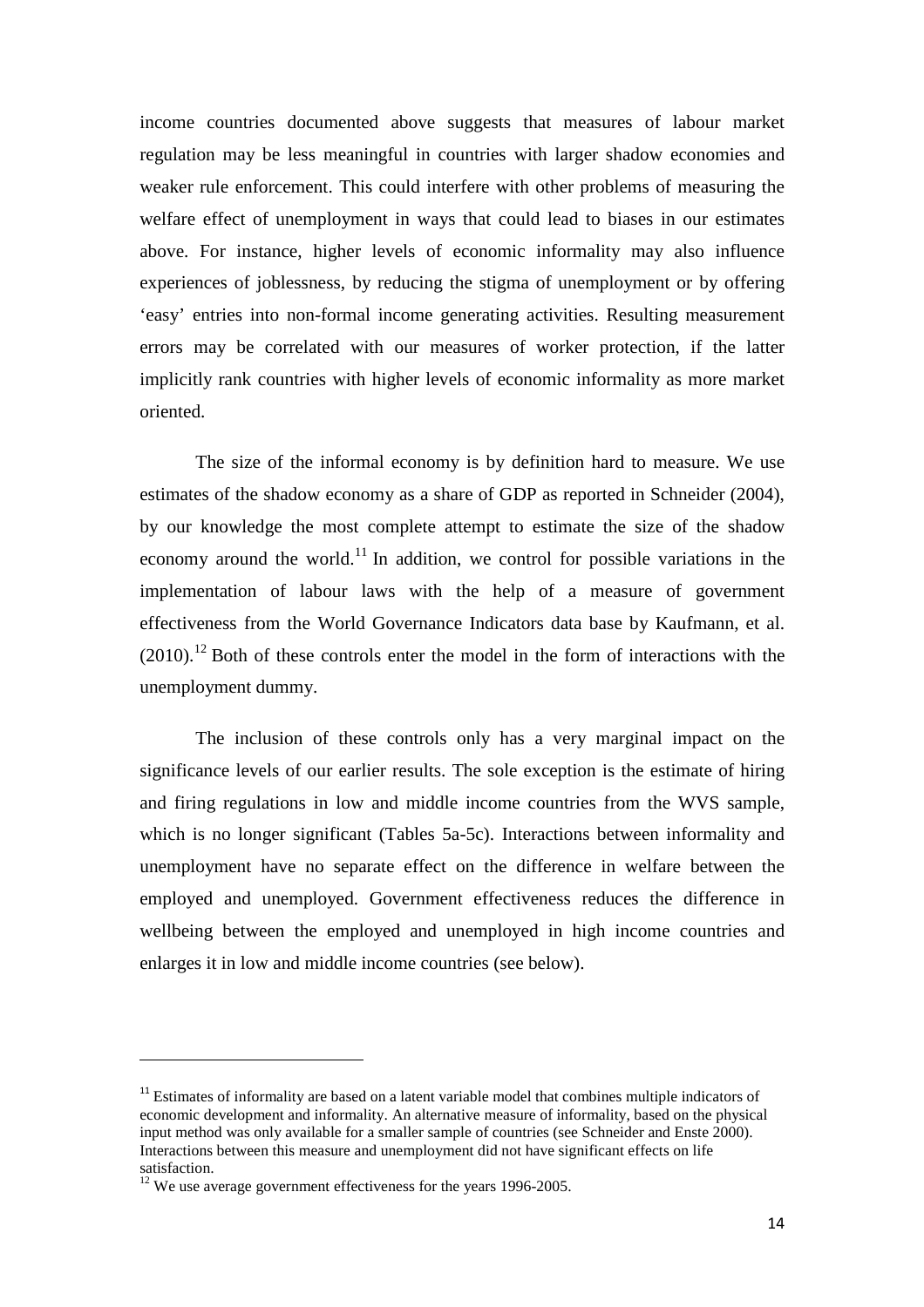income countries documented above suggests that measures of labour market regulation may be less meaningful in countries with larger shadow economies and weaker rule enforcement. This could interfere with other problems of measuring the welfare effect of unemployment in ways that could lead to biases in our estimates above. For instance, higher levels of economic informality may also influence experiences of joblessness, by reducing the stigma of unemployment or by offering 'easy' entries into non-formal income generating activities. Resulting measurement errors may be correlated with our measures of worker protection, if the latter implicitly rank countries with higher levels of economic informality as more market oriented.

The size of the informal economy is by definition hard to measure. We use estimates of the shadow economy as a share of GDP as reported in Schneider (2004), by our knowledge the most complete attempt to estimate the size of the shadow economy around the world.[11] In addition, we control for possible variations in the implementation of labour laws with the help of a measure of government effectiveness from the World Governance Indicators data base by Kaufmann, et al. (2010).[12] Both of these controls enter the model in the form of interactions with the unemployment dummy.

The inclusion of these controls only has a very marginal impact on the significance levels of our earlier results. The sole exception is the estimate of hiring and firing regulations in low and middle income countries from the WVS sample, which is no longer significant (Tables 5a-5c). Interactions between informality and unemployment have no separate effect on the difference in welfare between the employed and unemployed. Government effectiveness reduces the difference in wellbeing between the employed and unemployed in high income countries and enlarges it in low and middle income countries (see below).

---

[11] Estimates of informality are based on a latent variable model that combines multiple indicators of economic development and informality. An alternative measure of informality, based on the physical input method was only available for a smaller sample of countries (see Schneider and Enste 2000). Interactions between this measure and unemployment did not have significant effects on life satisfaction.

[12] We use average government effectiveness for the years 1996-2005.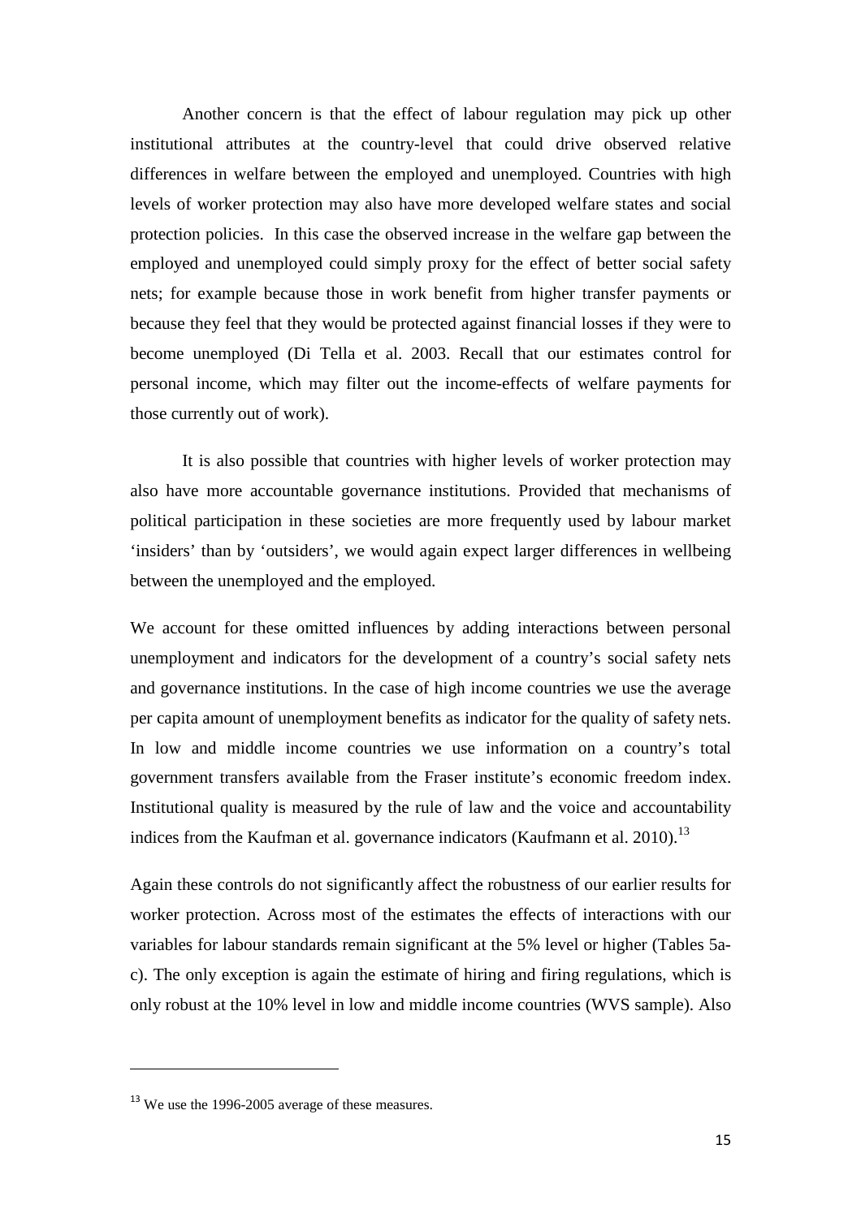Another concern is that the effect of labour regulation may pick up other institutional attributes at the country-level that could drive observed relative differences in welfare between the employed and unemployed. Countries with high levels of worker protection may also have more developed welfare states and social protection policies. In this case the observed increase in the welfare gap between the employed and unemployed could simply proxy for the effect of better social safety nets; for example because those in work benefit from higher transfer payments or because they feel that they would be protected against financial losses if they were to become unemployed (Di Tella et al. 2003. Recall that our estimates control for personal income, which may filter out the income-effects of welfare payments for those currently out of work).

It is also possible that countries with higher levels of worker protection may also have more accountable governance institutions. Provided that mechanisms of political participation in these societies are more frequently used by labour market 'insiders' than by 'outsiders', we would again expect larger differences in wellbeing between the unemployed and the employed.

We account for these omitted influences by adding interactions between personal unemployment and indicators for the development of a country's social safety nets and governance institutions. In the case of high income countries we use the average per capita amount of unemployment benefits as indicator for the quality of safety nets. In low and middle income countries we use information on a country's total government transfers available from the Fraser institute's economic freedom index. Institutional quality is measured by the rule of law and the voice and accountability indices from the Kaufman et al. governance indicators (Kaufmann et al. 2010).[13]

Again these controls do not significantly affect the robustness of our earlier results for worker protection. Across most of the estimates the effects of interactions with our variables for labour standards remain significant at the 5% level or higher (Tables 5a-c). The only exception is again the estimate of hiring and firing regulations, which is only robust at the 10% level in low and middle income countries (WVS sample). Also

[13] We use the 1996-2005 average of these measures.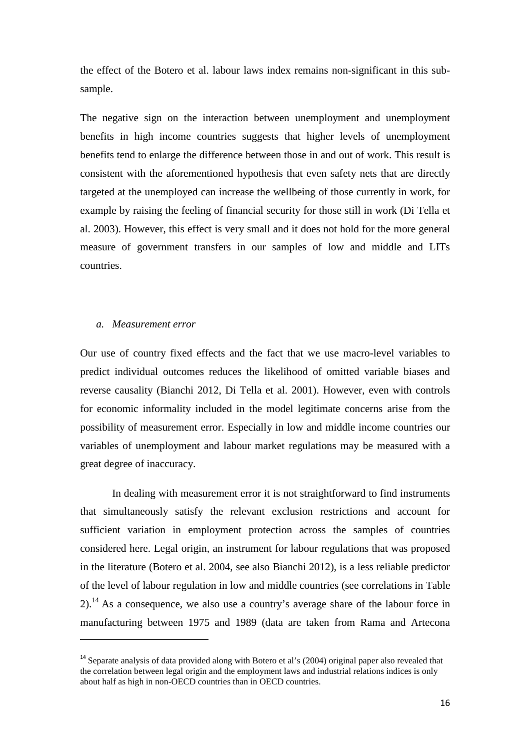the effect of the Botero et al. labour laws index remains non-significant in this sub-sample.

The negative sign on the interaction between unemployment and unemployment benefits in high income countries suggests that higher levels of unemployment benefits tend to enlarge the difference between those in and out of work. This result is consistent with the aforementioned hypothesis that even safety nets that are directly targeted at the unemployed can increase the wellbeing of those currently in work, for example by raising the feeling of financial security for those still in work (Di Tella et al. 2003). However, this effect is very small and it does not hold for the more general measure of government transfers in our samples of low and middle and LITs countries.

### *a. Measurement error*

Our use of country fixed effects and the fact that we use macro-level variables to predict individual outcomes reduces the likelihood of omitted variable biases and reverse causality (Bianchi 2012, Di Tella et al. 2001). However, even with controls for economic informality included in the model legitimate concerns arise from the possibility of measurement error. Especially in low and middle income countries our variables of unemployment and labour market regulations may be measured with a great degree of inaccuracy.

In dealing with measurement error it is not straightforward to find instruments that simultaneously satisfy the relevant exclusion restrictions and account for sufficient variation in employment protection across the samples of countries considered here. Legal origin, an instrument for labour regulations that was proposed in the literature (Botero et al. 2004, see also Bianchi 2012), is a less reliable predictor of the level of labour regulation in low and middle countries (see correlations in Table 2).[14] As a consequence, we also use a country's average share of the labour force in manufacturing between 1975 and 1989 (data are taken from Rama and Artecona

[14] Separate analysis of data provided along with Botero et al's (2004) original paper also revealed that the correlation between legal origin and the employment laws and industrial relations indices is only about half as high in non-OECD countries than in OECD countries.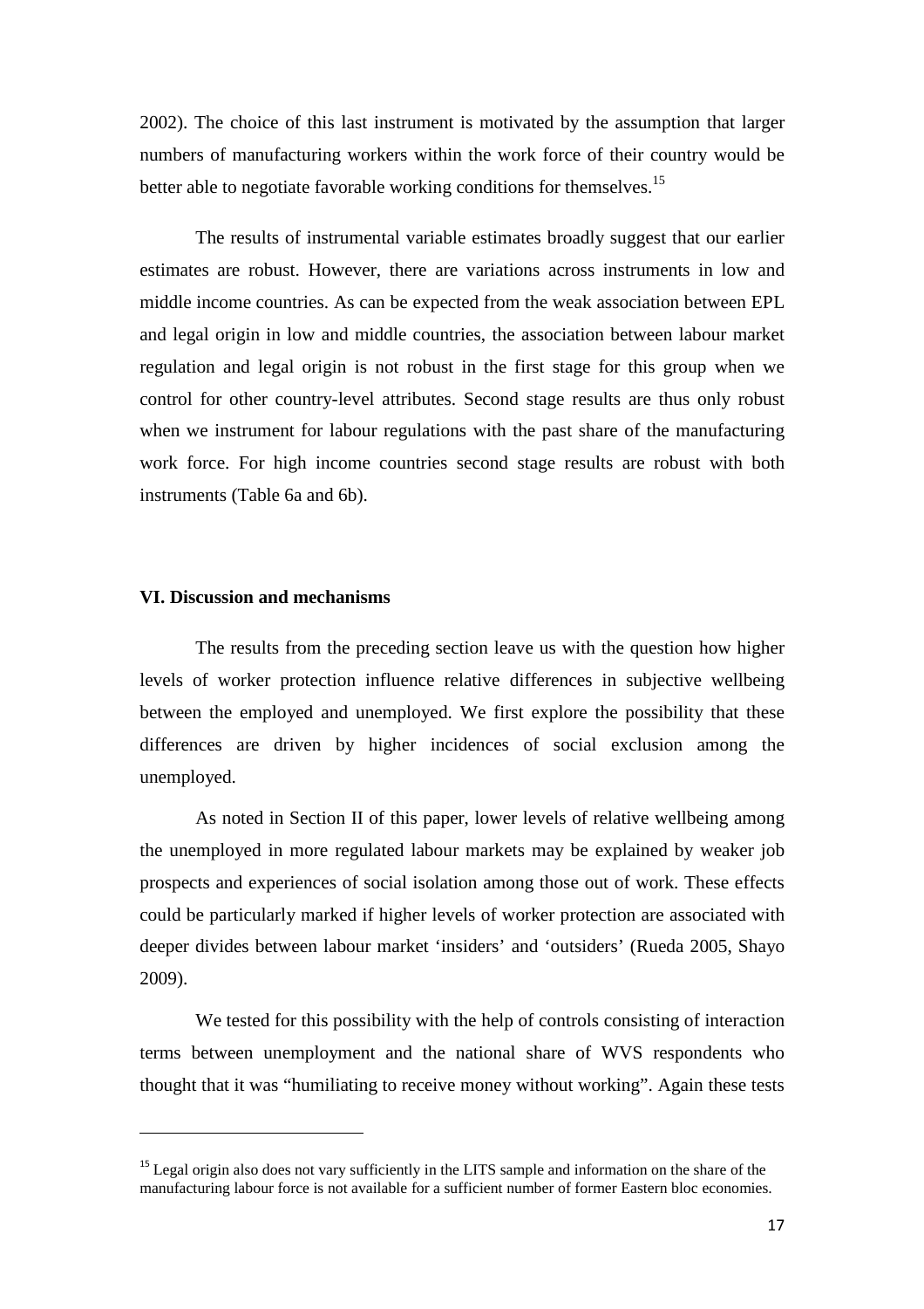2002). The choice of this last instrument is motivated by the assumption that larger numbers of manufacturing workers within the work force of their country would be better able to negotiate favorable working conditions for themselves.[15]

The results of instrumental variable estimates broadly suggest that our earlier estimates are robust. However, there are variations across instruments in low and middle income countries. As can be expected from the weak association between EPL and legal origin in low and middle countries, the association between labour market regulation and legal origin is not robust in the first stage for this group when we control for other country-level attributes. Second stage results are thus only robust when we instrument for labour regulations with the past share of the manufacturing work force. For high income countries second stage results are robust with both instruments (Table 6a and 6b).

## VI. Discussion and mechanisms

The results from the preceding section leave us with the question how higher levels of worker protection influence relative differences in subjective wellbeing between the employed and unemployed. We first explore the possibility that these differences are driven by higher incidences of social exclusion among the unemployed.

As noted in Section II of this paper, lower levels of relative wellbeing among the unemployed in more regulated labour markets may be explained by weaker job prospects and experiences of social isolation among those out of work. These effects could be particularly marked if higher levels of worker protection are associated with deeper divides between labour market 'insiders' and 'outsiders' (Rueda 2005, Shayo 2009).

We tested for this possibility with the help of controls consisting of interaction terms between unemployment and the national share of WVS respondents who thought that it was "humiliating to receive money without working". Again these tests

---

[15] Legal origin also does not vary sufficiently in the LITS sample and information on the share of the manufacturing labour force is not available for a sufficient number of former Eastern bloc economies.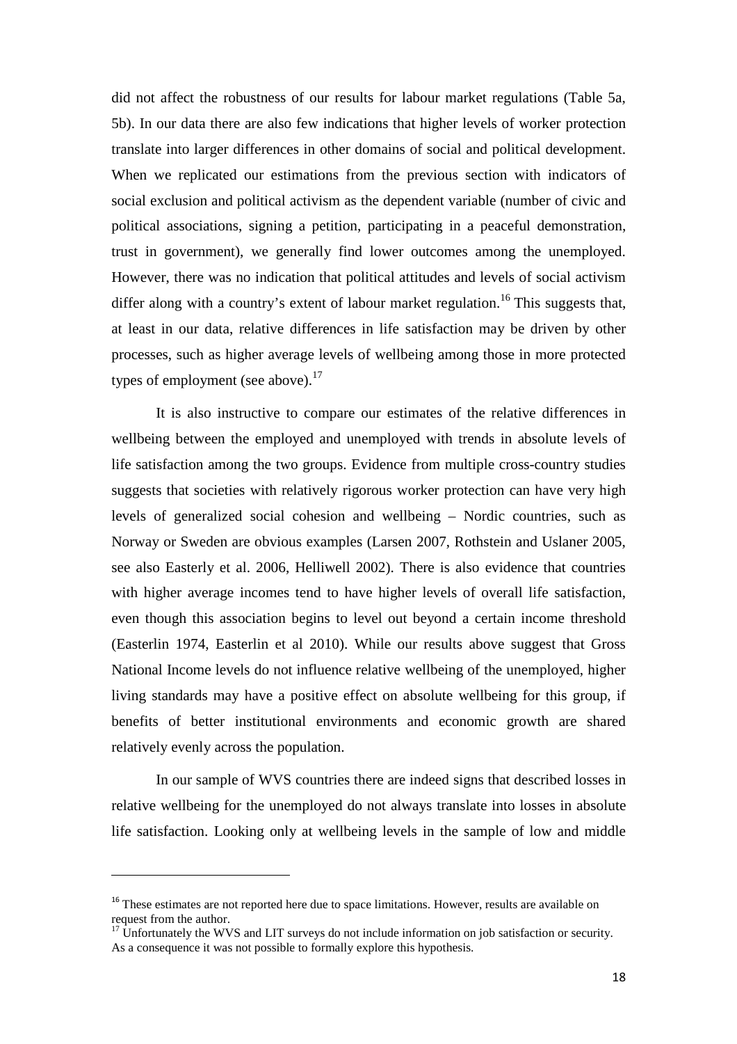did not affect the robustness of our results for labour market regulations (Table 5a, 5b). In our data there are also few indications that higher levels of worker protection translate into larger differences in other domains of social and political development. When we replicated our estimations from the previous section with indicators of social exclusion and political activism as the dependent variable (number of civic and political associations, signing a petition, participating in a peaceful demonstration, trust in government), we generally find lower outcomes among the unemployed. However, there was no indication that political attitudes and levels of social activism differ along with a country's extent of labour market regulation.[16] This suggests that, at least in our data, relative differences in life satisfaction may be driven by other processes, such as higher average levels of wellbeing among those in more protected types of employment (see above).[17]

It is also instructive to compare our estimates of the relative differences in wellbeing between the employed and unemployed with trends in absolute levels of life satisfaction among the two groups. Evidence from multiple cross-country studies suggests that societies with relatively rigorous worker protection can have very high levels of generalized social cohesion and wellbeing – Nordic countries, such as Norway or Sweden are obvious examples (Larsen 2007, Rothstein and Uslaner 2005, see also Easterly et al. 2006, Helliwell 2002). There is also evidence that countries with higher average incomes tend to have higher levels of overall life satisfaction, even though this association begins to level out beyond a certain income threshold (Easterlin 1974, Easterlin et al 2010). While our results above suggest that Gross National Income levels do not influence relative wellbeing of the unemployed, higher living standards may have a positive effect on absolute wellbeing for this group, if benefits of better institutional environments and economic growth are shared relatively evenly across the population.

In our sample of WVS countries there are indeed signs that described losses in relative wellbeing for the unemployed do not always translate into losses in absolute life satisfaction. Looking only at wellbeing levels in the sample of low and middle

---

[16] These estimates are not reported here due to space limitations. However, results are available on request from the author.

[17] Unfortunately the WVS and LIT surveys do not include information on job satisfaction or security. As a consequence it was not possible to formally explore this hypothesis.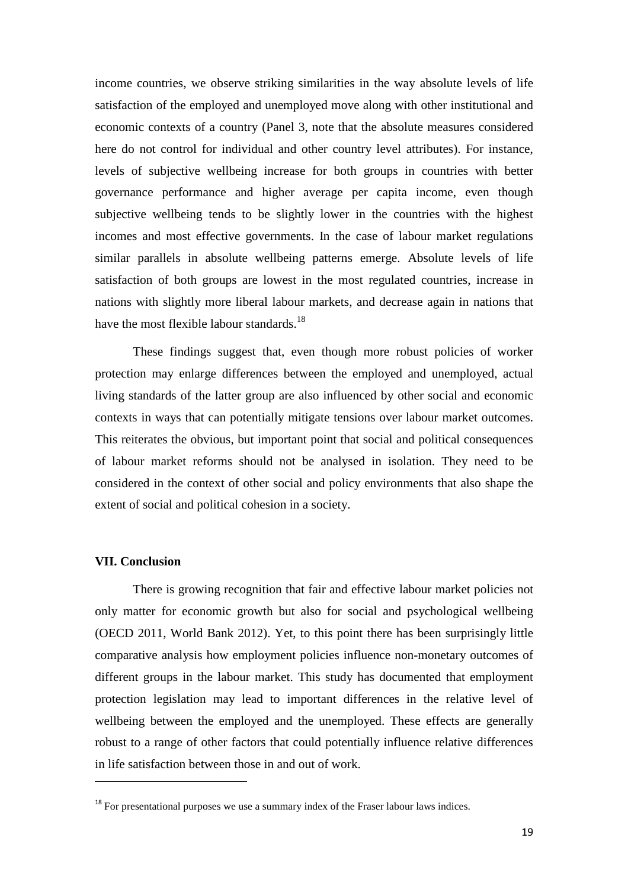income countries, we observe striking similarities in the way absolute levels of life satisfaction of the employed and unemployed move along with other institutional and economic contexts of a country (Panel 3, note that the absolute measures considered here do not control for individual and other country level attributes). For instance, levels of subjective wellbeing increase for both groups in countries with better governance performance and higher average per capita income, even though subjective wellbeing tends to be slightly lower in the countries with the highest incomes and most effective governments. In the case of labour market regulations similar parallels in absolute wellbeing patterns emerge. Absolute levels of life satisfaction of both groups are lowest in the most regulated countries, increase in nations with slightly more liberal labour markets, and decrease again in nations that have the most flexible labour standards.[18]

These findings suggest that, even though more robust policies of worker protection may enlarge differences between the employed and unemployed, actual living standards of the latter group are also influenced by other social and economic contexts in ways that can potentially mitigate tensions over labour market outcomes. This reiterates the obvious, but important point that social and political consequences of labour market reforms should not be analysed in isolation. They need to be considered in the context of other social and policy environments that also shape the extent of social and political cohesion in a society.

## VII. Conclusion

There is growing recognition that fair and effective labour market policies not only matter for economic growth but also for social and psychological wellbeing (OECD 2011, World Bank 2012). Yet, to this point there has been surprisingly little comparative analysis how employment policies influence non-monetary outcomes of different groups in the labour market. This study has documented that employment protection legislation may lead to important differences in the relative level of wellbeing between the employed and the unemployed. These effects are generally robust to a range of other factors that could potentially influence relative differences in life satisfaction between those in and out of work.

[18] For presentational purposes we use a summary index of the Fraser labour laws indices.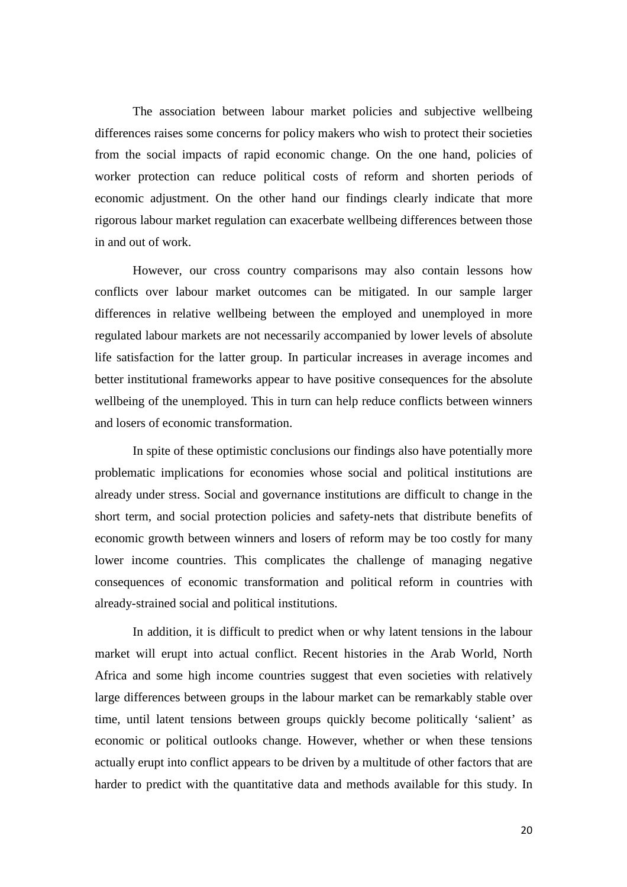The association between labour market policies and subjective wellbeing differences raises some concerns for policy makers who wish to protect their societies from the social impacts of rapid economic change. On the one hand, policies of worker protection can reduce political costs of reform and shorten periods of economic adjustment. On the other hand our findings clearly indicate that more rigorous labour market regulation can exacerbate wellbeing differences between those in and out of work.

However, our cross country comparisons may also contain lessons how conflicts over labour market outcomes can be mitigated. In our sample larger differences in relative wellbeing between the employed and unemployed in more regulated labour markets are not necessarily accompanied by lower levels of absolute life satisfaction for the latter group. In particular increases in average incomes and better institutional frameworks appear to have positive consequences for the absolute wellbeing of the unemployed. This in turn can help reduce conflicts between winners and losers of economic transformation.

In spite of these optimistic conclusions our findings also have potentially more problematic implications for economies whose social and political institutions are already under stress. Social and governance institutions are difficult to change in the short term, and social protection policies and safety-nets that distribute benefits of economic growth between winners and losers of reform may be too costly for many lower income countries. This complicates the challenge of managing negative consequences of economic transformation and political reform in countries with already-strained social and political institutions.

In addition, it is difficult to predict when or why latent tensions in the labour market will erupt into actual conflict. Recent histories in the Arab World, North Africa and some high income countries suggest that even societies with relatively large differences between groups in the labour market can be remarkably stable over time, until latent tensions between groups quickly become politically 'salient' as economic or political outlooks change. However, whether or when these tensions actually erupt into conflict appears to be driven by a multitude of other factors that are harder to predict with the quantitative data and methods available for this study. In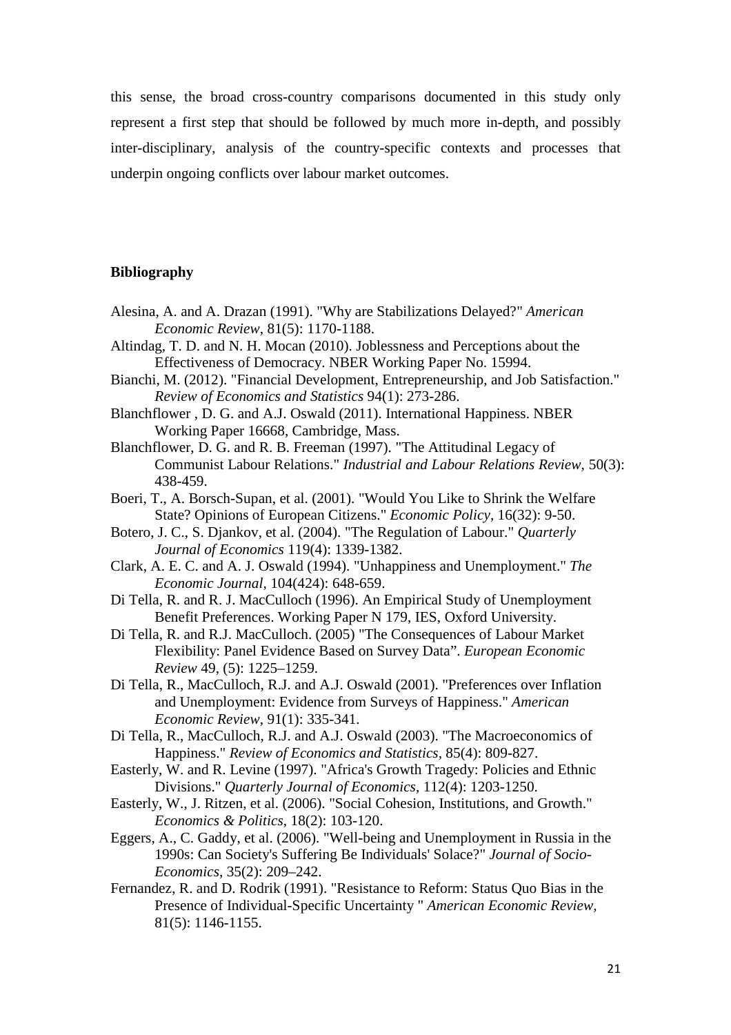this sense, the broad cross-country comparisons documented in this study only represent a first step that should be followed by much more in-depth, and possibly inter-disciplinary, analysis of the country-specific contexts and processes that underpin ongoing conflicts over labour market outcomes.

## Bibliography

Alesina, A. and A. Drazan (1991). "Why are Stabilizations Delayed?" *American Economic Review,* 81(5): 1170-1188.

Altindag, T. D. and N. H. Mocan (2010). Joblessness and Perceptions about the Effectiveness of Democracy. NBER Working Paper No. 15994.

Bianchi, M. (2012). "Financial Development, Entrepreneurship, and Job Satisfaction." *Review of Economics and Statistics* 94(1): 273-286.

Blanchflower , D. G. and A.J. Oswald (2011). International Happiness. NBER Working Paper 16668, Cambridge, Mass.

Blanchflower, D. G. and R. B. Freeman (1997). "The Attitudinal Legacy of Communist Labour Relations." *Industrial and Labour Relations Review,* 50(3): 438-459.

Boeri, T., A. Borsch-Supan, et al. (2001). "Would You Like to Shrink the Welfare State? Opinions of European Citizens." *Economic Policy,* 16(32): 9-50.

Botero, J. C., S. Djankov, et al. (2004). "The Regulation of Labour." *Quarterly Journal of Economics* 119(4): 1339-1382.

Clark, A. E. C. and A. J. Oswald (1994). "Unhappiness and Unemployment." *The Economic Journal,* 104(424): 648-659.

Di Tella, R. and R. J. MacCulloch (1996). An Empirical Study of Unemployment Benefit Preferences. Working Paper N 179, IES, Oxford University.

Di Tella, R. and R.J. MacCulloch. (2005) "The Consequences of Labour Market Flexibility: Panel Evidence Based on Survey Data". *European Economic Review* 49, (5): 1225–1259.

Di Tella, R., MacCulloch, R.J. and A.J. Oswald (2001). "Preferences over Inflation and Unemployment: Evidence from Surveys of Happiness." *American Economic Review,* 91(1): 335-341.

Di Tella, R., MacCulloch, R.J. and A.J. Oswald (2003). "The Macroeconomics of Happiness." *Review of Economics and Statistics,* 85(4): 809-827.

Easterly, W. and R. Levine (1997). "Africa's Growth Tragedy: Policies and Ethnic Divisions." *Quarterly Journal of Economics,* 112(4): 1203-1250.

Easterly, W., J. Ritzen, et al. (2006). "Social Cohesion, Institutions, and Growth." *Economics & Politics,* 18(2): 103-120.

Eggers, A., C. Gaddy, et al. (2006). "Well-being and Unemployment in Russia in the 1990s: Can Society's Suffering Be Individuals' Solace?" *Journal of Socio-Economics,* 35(2): 209–242.

Fernandez, R. and D. Rodrik (1991). "Resistance to Reform: Status Quo Bias in the Presence of Individual-Specific Uncertainty " *American Economic Review,* 81(5): 1146-1155.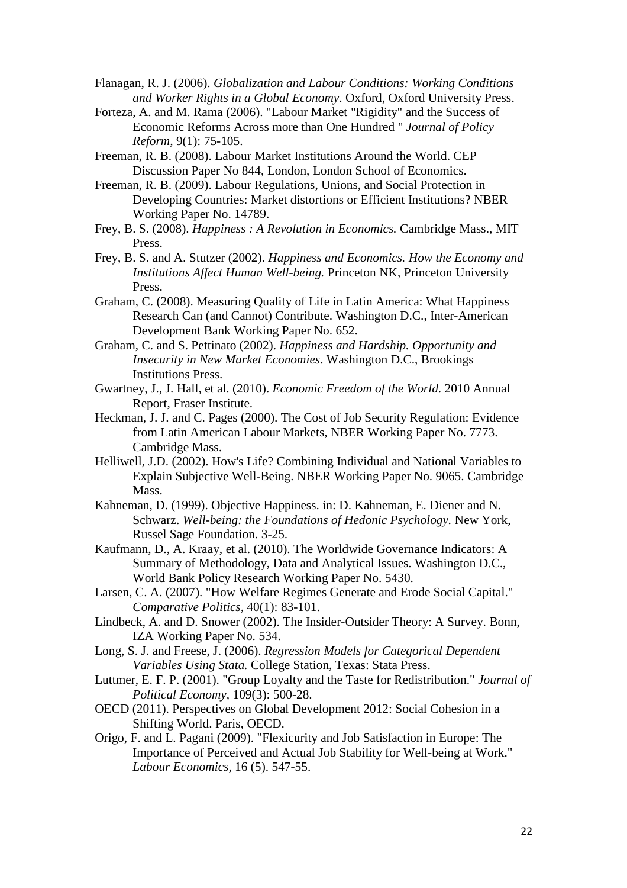Flanagan, R. J. (2006). *Globalization and Labour Conditions: Working Conditions and Worker Rights in a Global Economy*. Oxford, Oxford University Press.

Forteza, A. and M. Rama (2006). "Labour Market "Rigidity" and the Success of Economic Reforms Across more than One Hundred " *Journal of Policy Reform*, 9(1): 75-105.

Freeman, R. B. (2008). Labour Market Institutions Around the World. CEP Discussion Paper No 844, London, London School of Economics.

Freeman, R. B. (2009). Labour Regulations, Unions, and Social Protection in Developing Countries: Market distortions or Efficient Institutions? NBER Working Paper No. 14789.

Frey, B. S. (2008). *Happiness : A Revolution in Economics.* Cambridge Mass., MIT Press.

Frey, B. S. and A. Stutzer (2002). *Happiness and Economics. How the Economy and Institutions Affect Human Well-being.* Princeton NK, Princeton University Press.

Graham, C. (2008). Measuring Quality of Life in Latin America: What Happiness Research Can (and Cannot) Contribute. Washington D.C., Inter-American Development Bank Working Paper No. 652.

Graham, C. and S. Pettinato (2002). *Happiness and Hardship. Opportunity and Insecurity in New Market Economies*. Washington D.C., Brookings Institutions Press.

Gwartney, J., J. Hall, et al. (2010). *Economic Freedom of the World*. 2010 Annual Report, Fraser Institute.

Heckman, J. J. and C. Pages (2000). The Cost of Job Security Regulation: Evidence from Latin American Labour Markets, NBER Working Paper No. 7773. Cambridge Mass.

Helliwell, J.D. (2002). How's Life? Combining Individual and National Variables to Explain Subjective Well-Being. NBER Working Paper No. 9065. Cambridge Mass.

Kahneman, D. (1999). Objective Happiness. in: D. Kahneman, E. Diener and N. Schwarz. *Well-being: the Foundations of Hedonic Psychology.* New York, Russel Sage Foundation. 3-25.

Kaufmann, D., A. Kraay, et al. (2010). The Worldwide Governance Indicators: A Summary of Methodology, Data and Analytical Issues. Washington D.C., World Bank Policy Research Working Paper No. 5430.

Larsen, C. A. (2007). "How Welfare Regimes Generate and Erode Social Capital." *Comparative Politics*, 40(1): 83-101.

Lindbeck, A. and D. Snower (2002). The Insider-Outsider Theory: A Survey. Bonn, IZA Working Paper No. 534.

Long, S. J. and Freese, J. (2006). *Regression Models for Categorical Dependent Variables Using Stata.* College Station, Texas: Stata Press.

Luttmer, E. F. P. (2001). "Group Loyalty and the Taste for Redistribution." *Journal of Political Economy*, 109(3): 500-28.

OECD (2011). Perspectives on Global Development 2012: Social Cohesion in a Shifting World. Paris, OECD.

Origo, F. and L. Pagani (2009). "Flexicurity and Job Satisfaction in Europe: The Importance of Perceived and Actual Job Stability for Well-being at Work." *Labour Economics*, 16 (5). 547-55.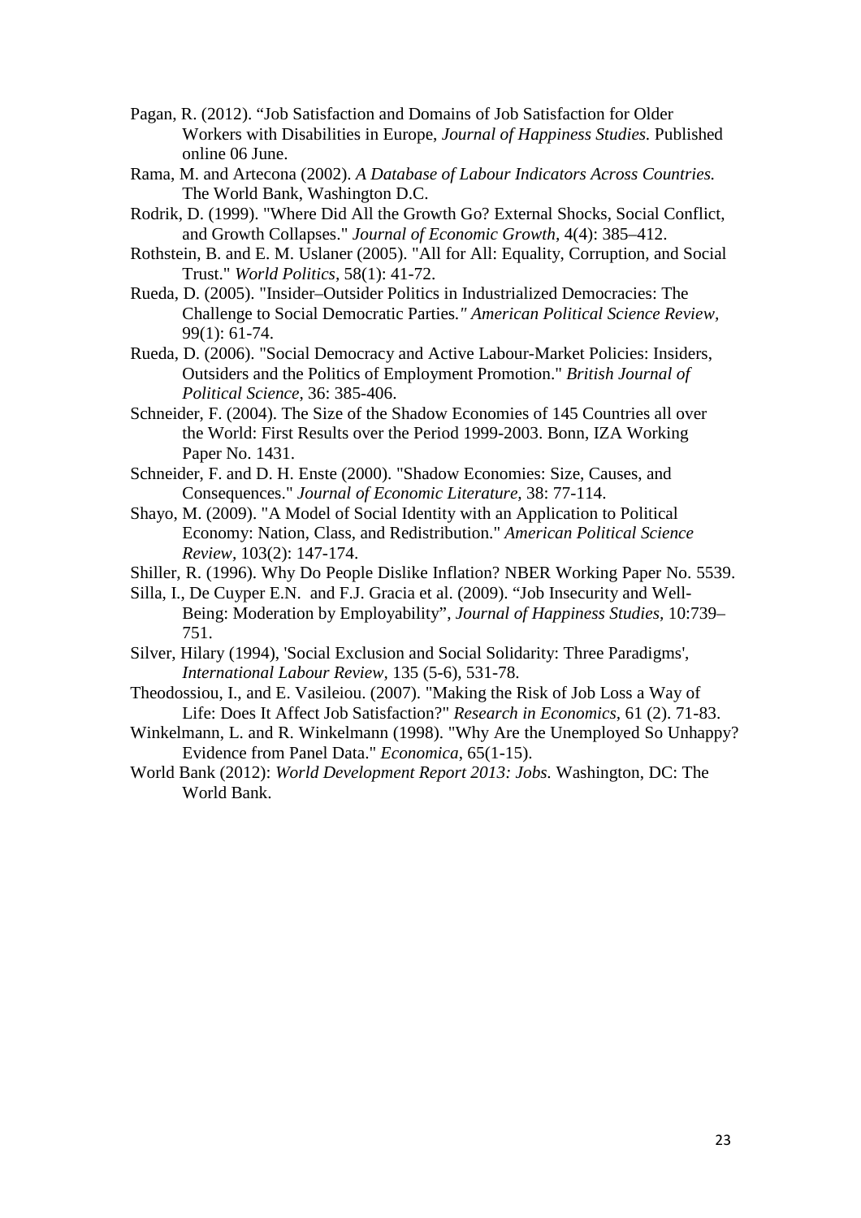Pagan, R. (2012). “Job Satisfaction and Domains of Job Satisfaction for Older Workers with Disabilities in Europe, *Journal of Happiness Studies.* Published online 06 June.

Rama, M. and Artecona (2002). *A Database of Labour Indicators Across Countries.* The World Bank, Washington D.C.

Rodrik, D. (1999). "Where Did All the Growth Go? External Shocks, Social Conflict, and Growth Collapses." *Journal of Economic Growth,* 4(4): 385–412.

Rothstein, B. and E. M. Uslaner (2005). "All for All: Equality, Corruption, and Social Trust." *World Politics*, 58(1): 41-72.

Rueda, D. (2005). "Insider–Outsider Politics in Industrialized Democracies: The Challenge to Social Democratic Parties.*" American Political Science Review,* 99(1): 61-74.

Rueda, D. (2006). "Social Democracy and Active Labour-Market Policies: Insiders, Outsiders and the Politics of Employment Promotion." *British Journal of Political Science*, 36: 385-406.

Schneider, F. (2004). The Size of the Shadow Economies of 145 Countries all over the World: First Results over the Period 1999-2003. Bonn, IZA Working Paper No. 1431.

Schneider, F. and D. H. Enste (2000). "Shadow Economies: Size, Causes, and Consequences." *Journal of Economic Literature,* 38: 77-114.

Shayo, M. (2009). "A Model of Social Identity with an Application to Political Economy: Nation, Class, and Redistribution." *American Political Science Review,* 103(2): 147-174.

Shiller, R. (1996). Why Do People Dislike Inflation? NBER Working Paper No. 5539.

Silla, I., De Cuyper E.N. and F.J. Gracia et al. (2009). “Job Insecurity and Well-Being: Moderation by Employability”, *Journal of Happiness Studies,* 10:739–751.

Silver, Hilary (1994), 'Social Exclusion and Social Solidarity: Three Paradigms', *International Labour Review*, 135 (5-6), 531-78.

Theodossiou, I., and E. Vasileiou. (2007). "Making the Risk of Job Loss a Way of Life: Does It Affect Job Satisfaction?" *Research in Economics,* 61 (2). 71-83.

Winkelmann, L. and R. Winkelmann (1998). "Why Are the Unemployed So Unhappy? Evidence from Panel Data." *Economica*, 65(1-15).

World Bank (2012): *World Development Report 2013: Jobs.* Washington, DC: The World Bank.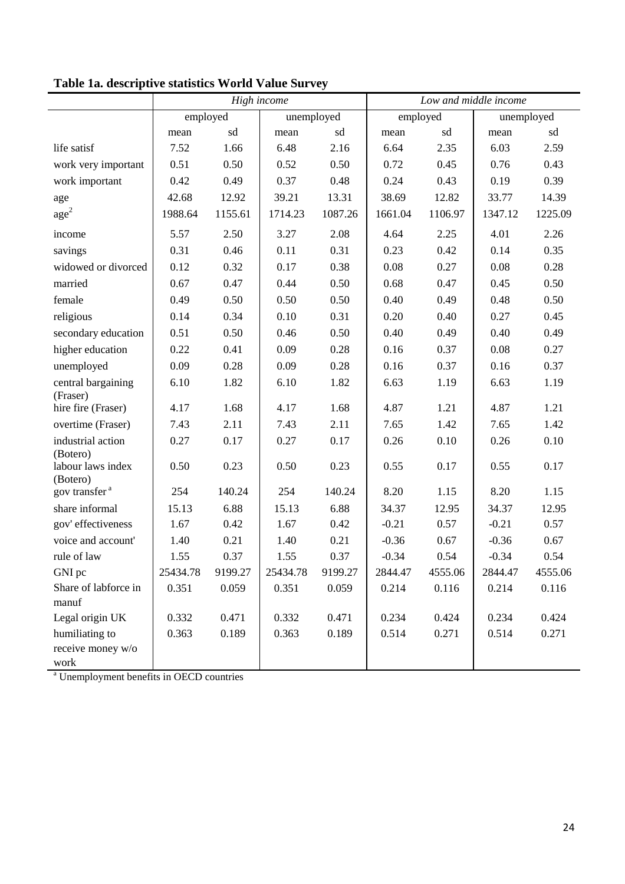**Table 1a. descriptive statistics World Value Survey**

| | *High income* | | | | *Low and middle income* | | | |
|---|---|---|---|---|---|---|---|---|
| | employed | | unemployed | | employed | | unemployed | |
| | mean | sd | mean | sd | mean | sd | mean | sd |
| life satisf | 7.52 | 1.66 | 6.48 | 2.16 | 6.64 | 2.35 | 6.03 | 2.59 |
| work very important | 0.51 | 0.50 | 0.52 | 0.50 | 0.72 | 0.45 | 0.76 | 0.43 |
| work important | 0.42 | 0.49 | 0.37 | 0.48 | 0.24 | 0.43 | 0.19 | 0.39 |
| age | 42.68 | 12.92 | 39.21 | 13.31 | 38.69 | 12.82 | 33.77 | 14.39 |
| $age^2$ | 1988.64 | 1155.61 | 1714.23 | 1087.26 | 1661.04 | 1106.97 | 1347.12 | 1225.09 |
| income | 5.57 | 2.50 | 3.27 | 2.08 | 4.64 | 2.25 | 4.01 | 2.26 |
| savings | 0.31 | 0.46 | 0.11 | 0.31 | 0.23 | 0.42 | 0.14 | 0.35 |
| widowed or divorced | 0.12 | 0.32 | 0.17 | 0.38 | 0.08 | 0.27 | 0.08 | 0.28 |
| married | 0.67 | 0.47 | 0.44 | 0.50 | 0.68 | 0.47 | 0.45 | 0.50 |
| female | 0.49 | 0.50 | 0.50 | 0.50 | 0.40 | 0.49 | 0.48 | 0.50 |
| religious | 0.14 | 0.34 | 0.10 | 0.31 | 0.20 | 0.40 | 0.27 | 0.45 |
| secondary education | 0.51 | 0.50 | 0.46 | 0.50 | 0.40 | 0.49 | 0.40 | 0.49 |
| higher education | 0.22 | 0.41 | 0.09 | 0.28 | 0.16 | 0.37 | 0.08 | 0.27 |
| unemployed | 0.09 | 0.28 | 0.09 | 0.28 | 0.16 | 0.37 | 0.16 | 0.37 |
| central bargaining (Fraser) | 6.10 | 1.82 | 6.10 | 1.82 | 6.63 | 1.19 | 6.63 | 1.19 |
| hire fire (Fraser) | 4.17 | 1.68 | 4.17 | 1.68 | 4.87 | 1.21 | 4.87 | 1.21 |
| overtime (Fraser) | 7.43 | 2.11 | 7.43 | 2.11 | 7.65 | 1.42 | 7.65 | 1.42 |
| industrial action (Botero) | 0.27 | 0.17 | 0.27 | 0.17 | 0.26 | 0.10 | 0.26 | 0.10 |
| labour laws index (Botero) | 0.50 | 0.23 | 0.50 | 0.23 | 0.55 | 0.17 | 0.55 | 0.17 |
| gov transfer [a] | 254 | 140.24 | 254 | 140.24 | 8.20 | 1.15 | 8.20 | 1.15 |
| share informal | 15.13 | 6.88 | 15.13 | 6.88 | 34.37 | 12.95 | 34.37 | 12.95 |
| gov' effectiveness | 1.67 | 0.42 | 1.67 | 0.42 | -0.21 | 0.57 | -0.21 | 0.57 |
| voice and account' | 1.40 | 0.21 | 1.40 | 0.21 | -0.36 | 0.67 | -0.36 | 0.67 |
| rule of law | 1.55 | 0.37 | 1.55 | 0.37 | -0.34 | 0.54 | -0.34 | 0.54 |
| GNI pc | 25434.78 | 9199.27 | 25434.78 | 9199.27 | 2844.47 | 4555.06 | 2844.47 | 4555.06 |
| Share of labforce in manuf | 0.351 | 0.059 | 0.351 | 0.059 | 0.214 | 0.116 | 0.214 | 0.116 |
| Legal origin UK | 0.332 | 0.471 | 0.332 | 0.471 | 0.234 | 0.424 | 0.234 | 0.424 |
| humiliating to receive money w/o work | 0.363 | 0.189 | 0.363 | 0.189 | 0.514 | 0.271 | 0.514 | 0.271 |

[a] Unemployment benefits in OECD countries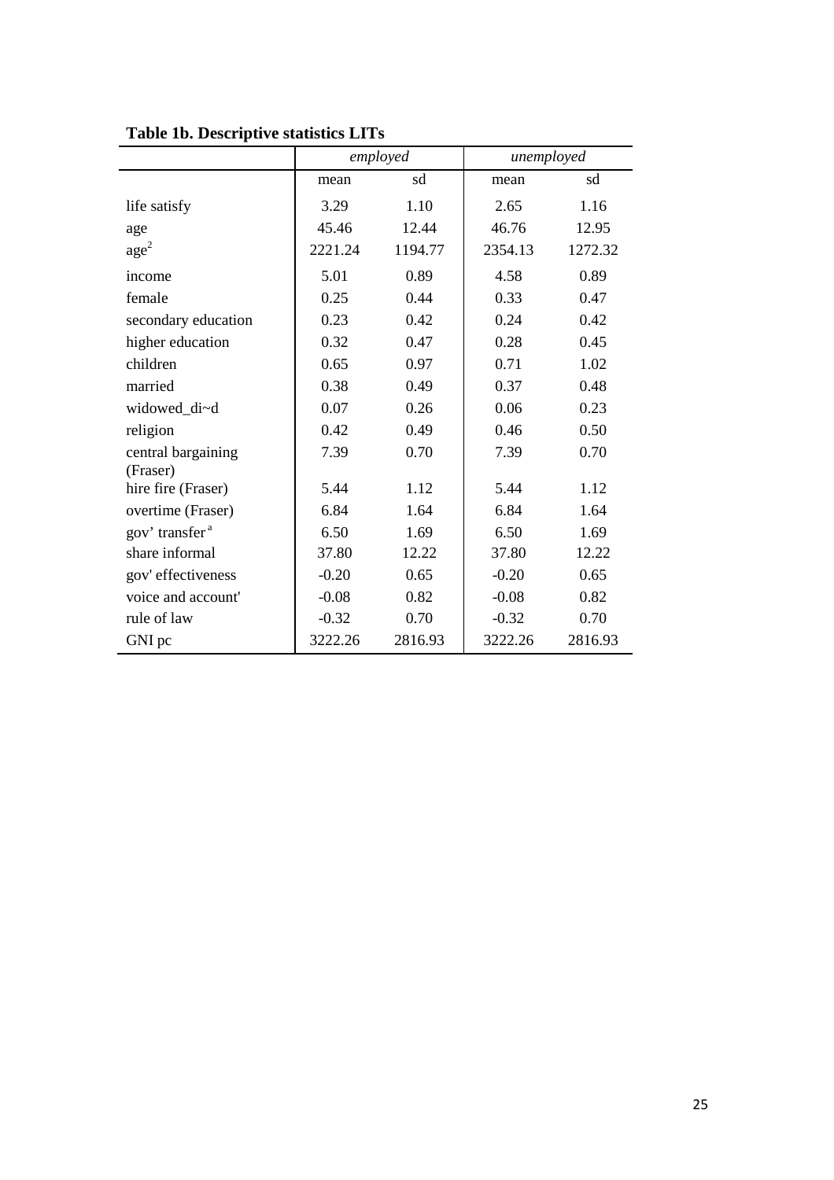**Table 1b. Descriptive statistics LITs**

| | *employed* | | *unemployed* | |
|---|---|---|---|---|
| | mean | sd | mean | sd |
| life satisfy | 3.29 | 1.10 | 2.65 | 1.16 |
| age | 45.46 | 12.44 | 46.76 | 12.95 |
| $age^2$ | 2221.24 | 1194.77 | 2354.13 | 1272.32 |
| income | 5.01 | 0.89 | 4.58 | 0.89 |
| female | 0.25 | 0.44 | 0.33 | 0.47 |
| secondary education | 0.23 | 0.42 | 0.24 | 0.42 |
| higher education | 0.32 | 0.47 | 0.28 | 0.45 |
| children | 0.65 | 0.97 | 0.71 | 1.02 |
| married | 0.38 | 0.49 | 0.37 | 0.48 |
| widowed_di~d | 0.07 | 0.26 | 0.06 | 0.23 |
| religion | 0.42 | 0.49 | 0.46 | 0.50 |
| central bargaining (Fraser) | 7.39 | 0.70 | 7.39 | 0.70 |
| hire fire (Fraser) | 5.44 | 1.12 | 5.44 | 1.12 |
| overtime (Fraser) | 6.84 | 1.64 | 6.84 | 1.64 |
| gov' transfer [a] | 6.50 | 1.69 | 6.50 | 1.69 |
| share informal | 37.80 | 12.22 | 37.80 | 12.22 |
| gov' effectiveness | -0.20 | 0.65 | -0.20 | 0.65 |
| voice and account' | -0.08 | 0.82 | -0.08 | 0.82 |
| rule of law | -0.32 | 0.70 | -0.32 | 0.70 |
| GNI pc | 3222.26 | 2816.93 | 3222.26 | 2816.93 |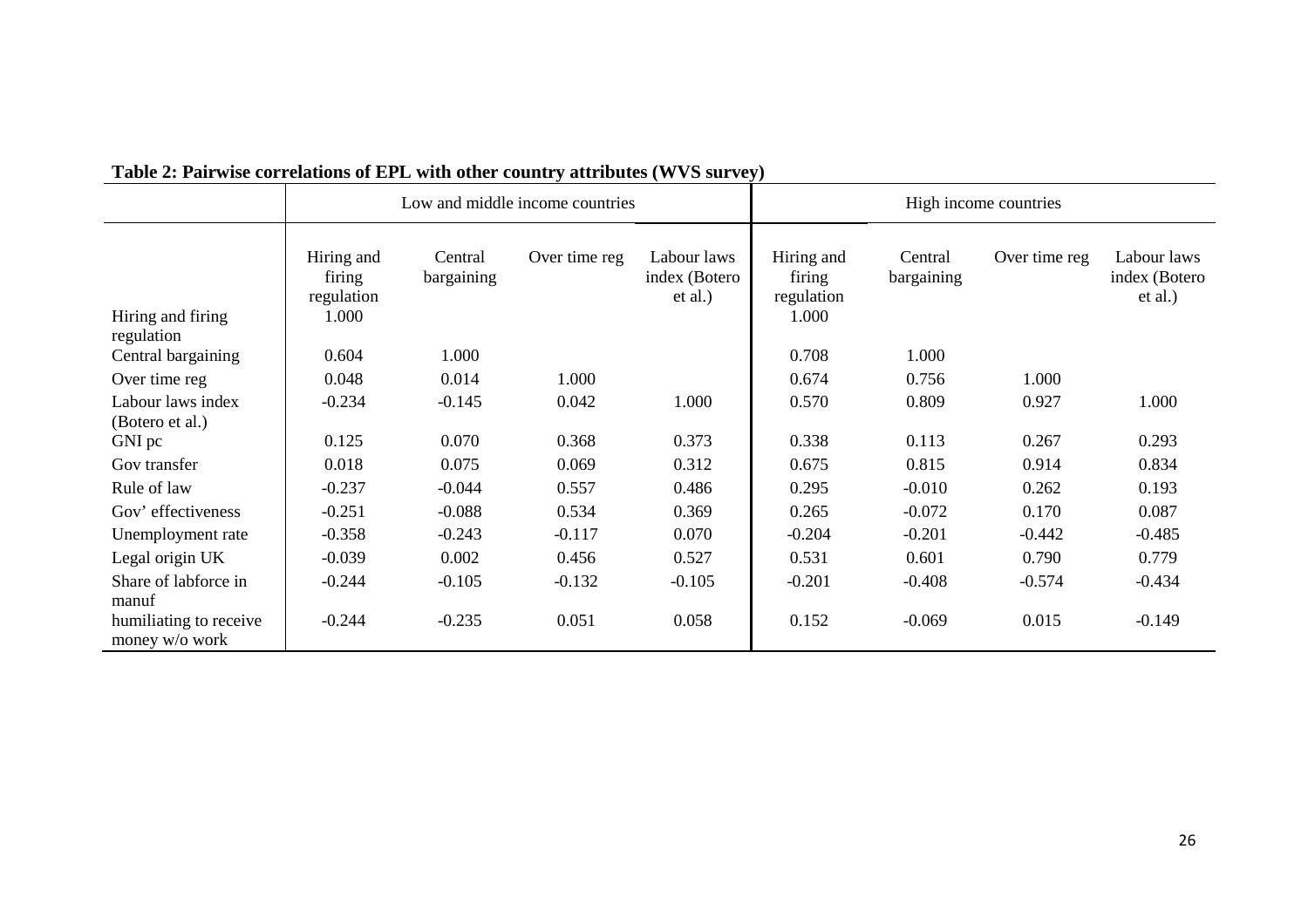**Table 2: Pairwise correlations of EPL with other country attributes (WVS survey)**

| | Low and middle income countries | | | | High income countries | | | |
|---|---|---|---|---|---|---|---|---|
| | Hiring and firing regulation | Central bargaining | Over time reg | Labour laws index (Botero et al.) | Hiring and firing regulation | Central bargaining | Over time reg | Labour laws index (Botero et al.) |
| Hiring and firing regulation | 1.000 | | | | 1.000 | | | |
| Central bargaining | 0.604 | 1.000 | | | 0.708 | 1.000 | | |
| Over time reg | 0.048 | 0.014 | 1.000 | | 0.674 | 0.756 | 1.000 | |
| Labour laws index (Botero et al.) | -0.234 | -0.145 | 0.042 | 1.000 | 0.570 | 0.809 | 0.927 | 1.000 |
| GNI pc | 0.125 | 0.070 | 0.368 | 0.373 | 0.338 | 0.113 | 0.267 | 0.293 |
| Gov transfer | 0.018 | 0.075 | 0.069 | 0.312 | 0.675 | 0.815 | 0.914 | 0.834 |
| Rule of law | -0.237 | -0.044 | 0.557 | 0.486 | 0.295 | -0.010 | 0.262 | 0.193 |
| Gov' effectiveness | -0.251 | -0.088 | 0.534 | 0.369 | 0.265 | -0.072 | 0.170 | 0.087 |
| Unemployment rate | -0.358 | -0.243 | -0.117 | 0.070 | -0.204 | -0.201 | -0.442 | -0.485 |
| Legal origin UK | -0.039 | 0.002 | 0.456 | 0.527 | 0.531 | 0.601 | 0.790 | 0.779 |
| Share of labforce in manuf | -0.244 | -0.105 | -0.132 | -0.105 | -0.201 | -0.408 | -0.574 | -0.434 |
| humiliating to receive money w/o work | -0.244 | -0.235 | 0.051 | 0.058 | 0.152 | -0.069 | 0.015 | -0.149 |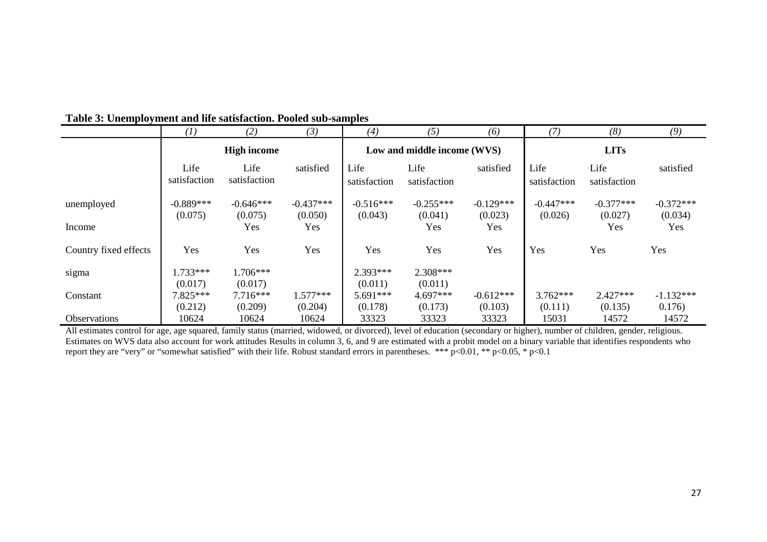**Table 3: Unemployment and life satisfaction. Pooled sub-samples**

| | *(1)* | *(2)* | *(3)* | *(4)* | *(5)* | *(6)* | *(7)* | *(8)* | *(9)* |
|---|---|---|---|---|---|---|---|---|---|
| | **High income** | | | **Low and middle income (WVS)** | | | **LITs** | | |
| | Life satisfaction | Life satisfaction | satisfied | Life satisfaction | Life satisfaction | satisfied | Life satisfaction | Life satisfaction | satisfied |
| unemployed | -0.889*** | -0.646*** | -0.437*** | -0.516*** | -0.255*** | -0.129*** | -0.447*** | -0.377*** | -0.372*** |
| | (0.075) | (0.075) | (0.050) | (0.043) | (0.041) | (0.023) | (0.026) | (0.027) | (0.034) |
| Income | | Yes | Yes | | Yes | Yes | | Yes | Yes |
| Country fixed effects | Yes | Yes | Yes | Yes | Yes | Yes | Yes | Yes | Yes |
| sigma | 1.733*** | 1.706*** | | 2.393*** | 2.308*** | | | | |
| | (0.017) | (0.017) | | (0.011) | (0.011) | | | | |
| Constant | 7.825*** | 7.716*** | 1.577*** | 5.691*** | 4.697*** | -0.612*** | 3.762*** | 2.427*** | -1.132*** |
| | (0.212) | (0.209) | (0.204) | (0.178) | (0.173) | (0.103) | (0.111) | (0.135) | 0.176) |
| Observations | 10624 | 10624 | 10624 | 33323 | 33323 | 33323 | 15031 | 14572 | 14572 |

All estimates control for age, age squared, family status (married, widowed, or divorced), level of education (secondary or higher), number of children, gender, religious. Estimates on WVS data also account for work attitudes Results in column 3, 6, and 9 are estimated with a probit model on a binary variable that identifies respondents who report they are "very" or "somewhat satisfied" with their life. Robust standard errors in parentheses. *** $p<0.01$, ** $p<0.05$, * $p<0.1$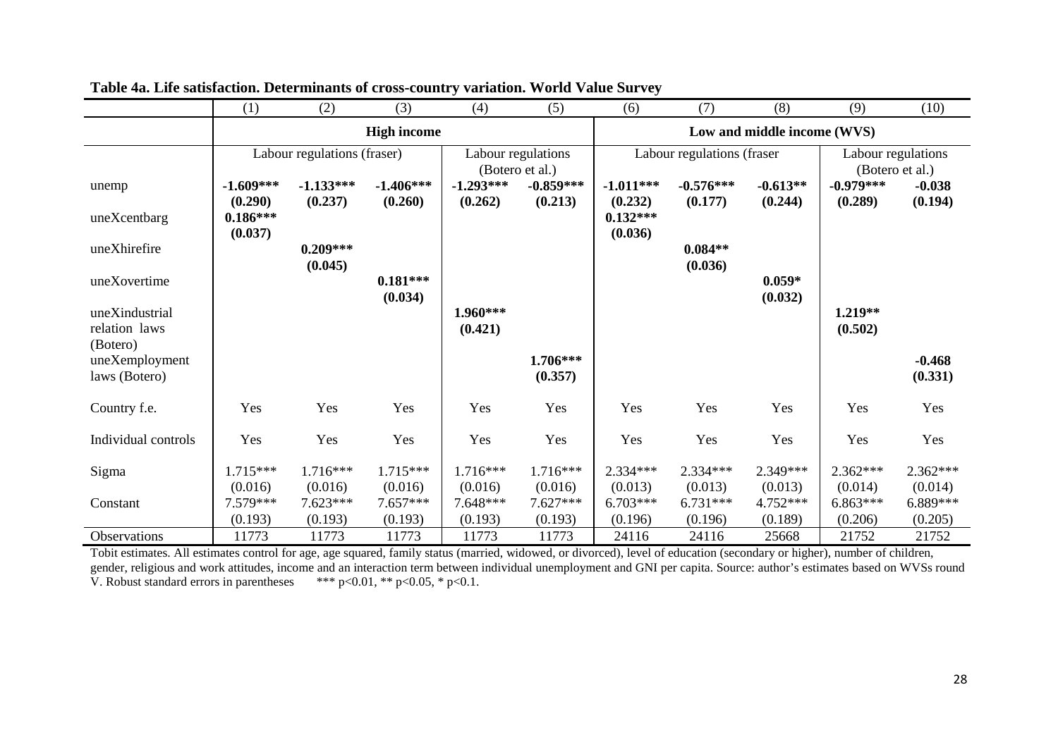**Table 4a. Life satisfaction. Determinants of cross-country variation. World Value Survey**

| | (1) | (2) | (3) | (4) | (5) | (6) | (7) | (8) | (9) | (10) |
|---|---|---|---|---|---|---|---|---|---|---|
| | **High income** | | | | | **Low and middle income (WVS)** | | | | |
| | Labour regulations (fraser) | | | Labour regulations (Botero et al.) | | Labour regulations (fraser | | | Labour regulations (Botero et al.) | |
| unemp | **-1.609*** (0.290)** | **-1.133*** (0.237)** | **-1.406*** (0.260)** | **-1.293*** (0.262)** | **-0.859*** (0.213)** | **-1.011*** (0.232)** | **-0.576*** (0.177)** | **-0.613** (0.244)** | **-0.979*** (0.289)** | **-0.038 (0.194)** |
| uneXcentbarg | **0.186*** (0.037)** | | | | | **0.132*** (0.036)** | | | | |
| uneXhirefire | | **0.209*** (0.045)** | | | | | **0.084** (0.036)** | | | |
| uneXovertime | | | **0.181*** (0.034)** | | | | | **0.059* (0.032)** | | |
| uneXindustrial relation laws (Botero) | | | | **1.960*** (0.421)** | | | | | **1.219** (0.502)** | |
| uneXemployment laws (Botero) | | | | | **1.706*** (0.357)** | | | | | **-0.468 (0.331)** |
| Country f.e. | Yes | Yes | Yes | Yes | Yes | Yes | Yes | Yes | Yes | Yes |
| Individual controls | Yes | Yes | Yes | Yes | Yes | Yes | Yes | Yes | Yes | Yes |
| Sigma | 1.715*** (0.016) | 1.716*** (0.016) | 1.715*** (0.016) | 1.716*** (0.016) | 1.716*** (0.016) | 2.334*** (0.013) | 2.334*** (0.013) | 2.349*** (0.013) | 2.362*** (0.014) | 2.362*** (0.014) |
| Constant | 7.579*** (0.193) | 7.623*** (0.193) | 7.657*** (0.193) | 7.648*** (0.193) | 7.627*** (0.193) | 6.703*** (0.196) | 6.731*** (0.196) | 4.752*** (0.189) | 6.863*** (0.206) | 6.889*** (0.205) |
| Observations | 11773 | 11773 | 11773 | 11773 | 11773 | 24116 | 24116 | 25668 | 21752 | 21752 |

Tobit estimates. All estimates control for age, age squared, family status (married, widowed, or divorced), level of education (secondary or higher), number of children, gender, religious and work attitudes, income and an interaction term between individual unemployment and GNI per capita. Source: author's estimates based on WVSs round V. Robust standard errors in parentheses *** p<0.01, ** p<0.05, * p<0.1.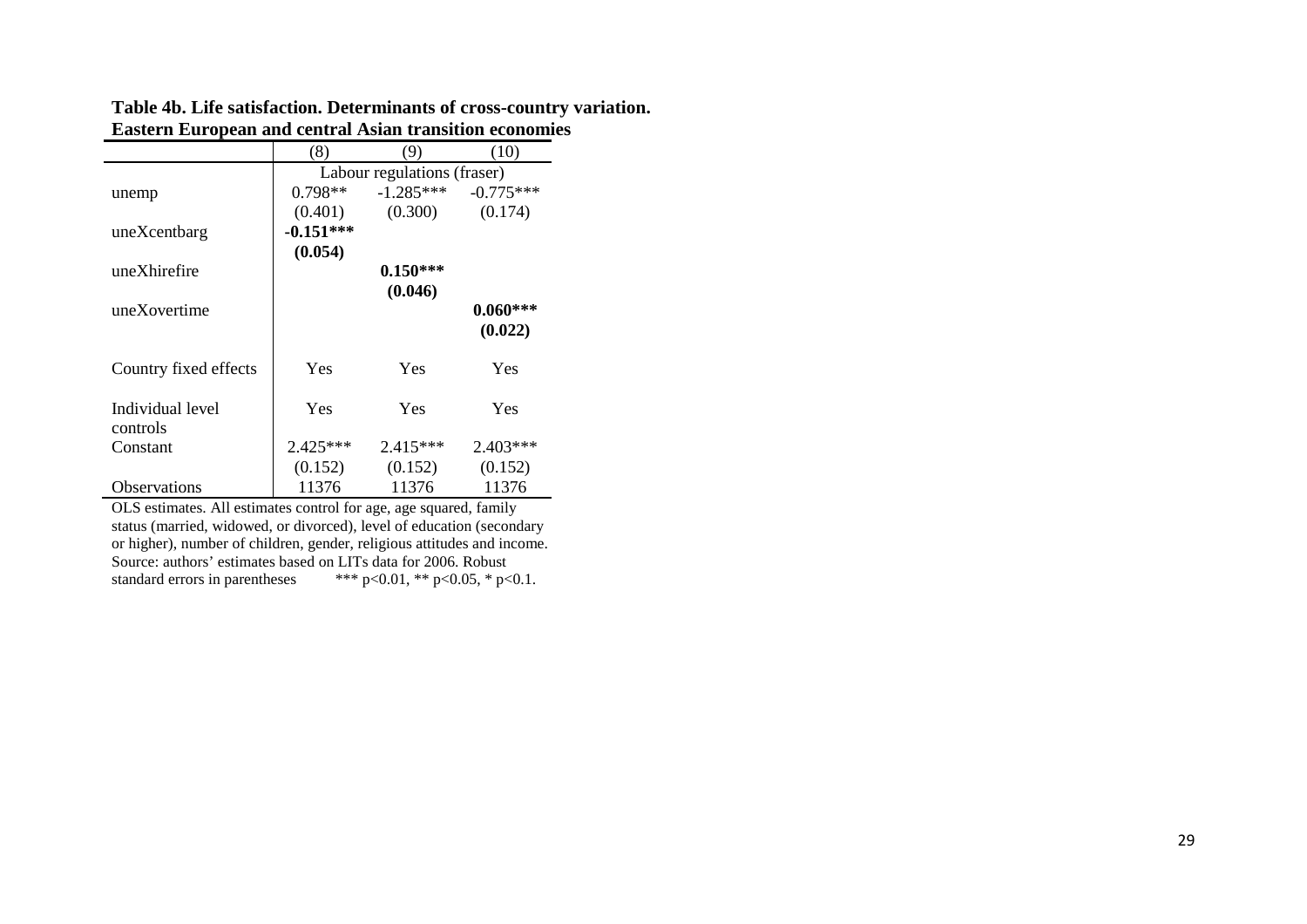**Table 4b. Life satisfaction. Determinants of cross-country variation. Eastern European and central Asian transition economies**

| | (8) | (9) | (10) |
|---|---|---|---|
| | Labour regulations (fraser) | | |
| unemp | 0.798** | -1.285*** | -0.775*** |
| | (0.401) | (0.300) | (0.174) |
| uneXcentbarg | **-0.151*** ** | | |
| | **(0.054)** | | |
| uneXhirefire | | **0.150*** ** | |
| | | **(0.046)** | |
| uneXovertime | | | **0.060*** ** |
| | | | **(0.022)** |
| Country fixed effects | Yes | Yes | Yes |
| Individual level controls | Yes | Yes | Yes |
| Constant | 2.425*** | 2.415*** | 2.403*** |
| | (0.152) | (0.152) | (0.152) |
| Observations | 11376 | 11376 | 11376 |

OLS estimates. All estimates control for age, age squared, family status (married, widowed, or divorced), level of education (secondary or higher), number of children, gender, religious attitudes and income. Source: authors' estimates based on LITs data for 2006. Robust standard errors in parentheses *** p<0.01, ** p<0.05, * p<0.1.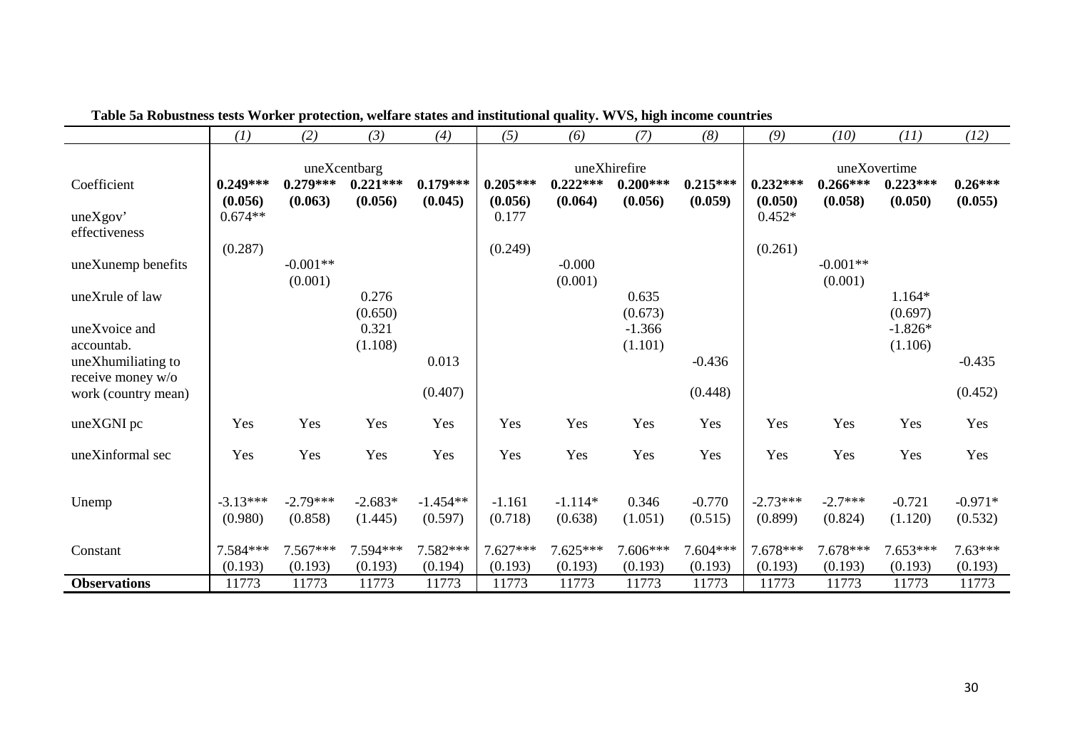**Table 5a Robustness tests Worker protection, welfare states and institutional quality. WVS, high income countries**

| | *(1)* | *(2)* | *(3)* | *(4)* | *(5)* | *(6)* | *(7)* | *(8)* | *(9)* | *(10)* | *(11)* | *(12)* |
|---|---|---|---|---|---|---|---|---|---|---|---|---|
| | uneXcentbarg | | | | uneXhirefire | | | | uneXovertime | | | |
| Coefficient | **0.249*** | **0.279*** | **0.221*** | **0.179*** | **0.205*** | **0.222*** | **0.200*** | **0.215*** | **0.232*** | **0.266*** | **0.223*** | **0.26*** |
| | **(0.056)** | **(0.063)** | **(0.056)** | **(0.045)** | **(0.056)** | **(0.064)** | **(0.056)** | **(0.059)** | **(0.050)** | **(0.058)** | **(0.050)** | **(0.055)** |
| uneXgov' effectiveness | 0.674** | | | | 0.177 | | | | 0.452* | | | |
| | (0.287) | | | | (0.249) | | | | (0.261) | | | |
| uneXunemp benefits | | -0.001** | | | | -0.000 | | | | -0.001** | | |
| | | (0.001) | | | | (0.001) | | | | (0.001) | | |
| uneXrule of law | | | 0.276 | | | | 0.635 | | | | 1.164* | |
| | | | (0.650) | | | | (0.673) | | | | (0.697) | |
| uneXvoice and accountab. | | | 0.321 | | | | -1.366 | | | | -1.826* | |
| | | | (1.108) | | | | (1.101) | | | | (1.106) | |
| uneXhumiliating to receive money w/o work (country mean) | | | | 0.013 | | | | -0.436 | | | | -0.435 |
| | | | | (0.407) | | | | (0.448) | | | | (0.452) |
| uneXGNI pc | Yes | Yes | Yes | Yes | Yes | Yes | Yes | Yes | Yes | Yes | Yes | Yes |
| uneXinformal sec | Yes | Yes | Yes | Yes | Yes | Yes | Yes | Yes | Yes | Yes | Yes | Yes |
| Unemp | -3.13*** | -2.79*** | -2.683* | -1.454** | -1.161 | -1.114* | 0.346 | -0.770 | -2.73*** | -2.7*** | -0.721 | -0.971* |
| | (0.980) | (0.858) | (1.445) | (0.597) | (0.718) | (0.638) | (1.051) | (0.515) | (0.899) | (0.824) | (1.120) | (0.532) |
| Constant | 7.584*** | 7.567*** | 7.594*** | 7.582*** | 7.627*** | 7.625*** | 7.606*** | 7.604*** | 7.678*** | 7.678*** | 7.653*** | 7.63*** |
| | (0.193) | (0.193) | (0.193) | (0.194) | (0.193) | (0.193) | (0.193) | (0.193) | (0.193) | (0.193) | (0.193) | (0.193) |
| **Observations** | 11773 | 11773 | 11773 | 11773 | 11773 | 11773 | 11773 | 11773 | 11773 | 11773 | 11773 | 11773 |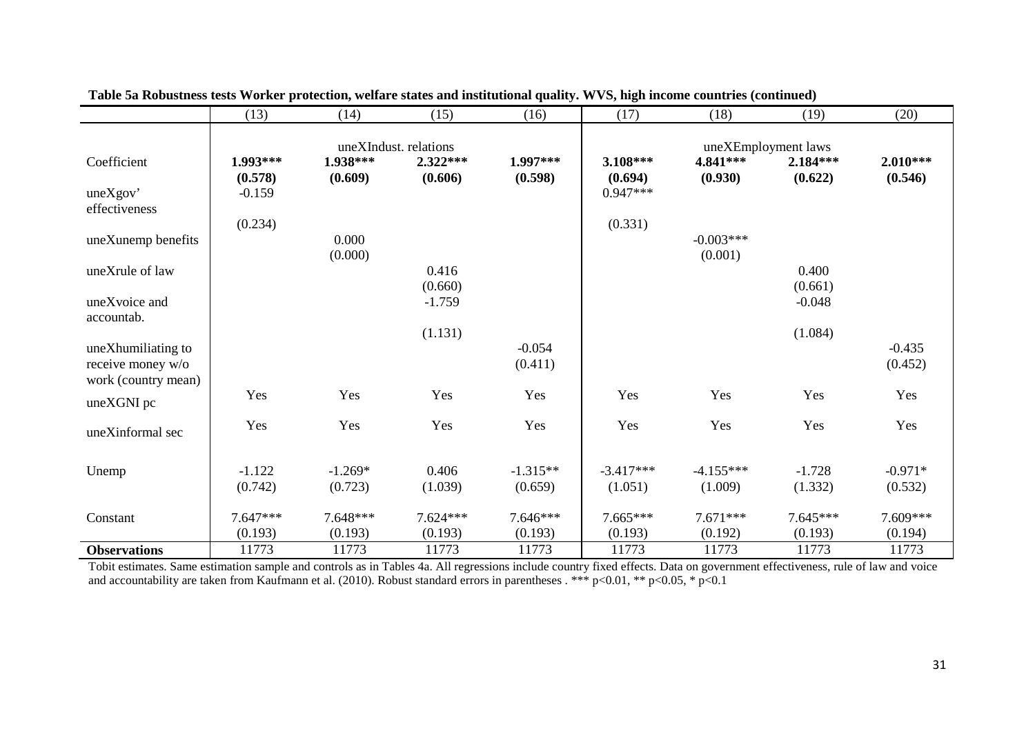**Table 5a Robustness tests Worker protection, welfare states and institutional quality. WVS, high income countries (continued)**

| | (13) | (14) | (15) | (16) | (17) | (18) | (19) | (20) |
|---|---|---|---|---|---|---|---|---|
| | uneXIndust. relations | | | | uneXEmployment laws | | | |
| Coefficient | **1.993\*\*\*** | **1.938\*\*\*** | **2.322\*\*\*** | **1.997\*\*\*** | **3.108\*\*\*** | **4.841\*\*\*** | **2.184\*\*\*** | **2.010\*\*\*** |
| | **(0.578)** | **(0.609)** | **(0.606)** | **(0.598)** | **(0.694)** | **(0.930)** | **(0.622)** | **(0.546)** |
| uneXgov' effectiveness | -0.159 | | | | 0.947\*\*\* | | | |
| | (0.234) | | | | (0.331) | | | |
| uneXunemp benefits | | 0.000 | | | | -0.003\*\*\* | | |
| | | (0.000) | | | | (0.001) | | |
| uneXrule of law | | | 0.416 | | | | 0.400 | |
| | | | (0.660) | | | | (0.661) | |
| uneXvoice and accountab. | | | -1.759 | | | | -0.048 | |
| | | | (1.131) | | | | (1.084) | |
| uneXhumiliating to receive money w/o work (country mean) | | | | -0.054 | | | | -0.435 |
| | | | | (0.411) | | | | (0.452) |
| uneXGNI pc | Yes | Yes | Yes | Yes | Yes | Yes | Yes | Yes |
| uneXinformal sec | Yes | Yes | Yes | Yes | Yes | Yes | Yes | Yes |
| Unemp | -1.122 | -1.269\* | 0.406 | -1.315\*\* | -3.417\*\*\* | -4.155\*\*\* | -1.728 | -0.971\* |
| | (0.742) | (0.723) | (1.039) | (0.659) | (1.051) | (1.009) | (1.332) | (0.532) |
| Constant | 7.647\*\*\* | 7.648\*\*\* | 7.624\*\*\* | 7.646\*\*\* | 7.665\*\*\* | 7.671\*\*\* | 7.645\*\*\* | 7.609\*\*\* |
| | (0.193) | (0.193) | (0.193) | (0.193) | (0.193) | (0.192) | (0.193) | (0.194) |
| **Observations** | 11773 | 11773 | 11773 | 11773 | 11773 | 11773 | 11773 | 11773 |

Tobit estimates. Same estimation sample and controls as in Tables 4a. All regressions include country fixed effects. Data on government effectiveness, rule of law and voice and accountability are taken from Kaufmann et al. (2010). Robust standard errors in parentheses . \*\*\* p<0.01, \*\* p<0.05, \* p<0.1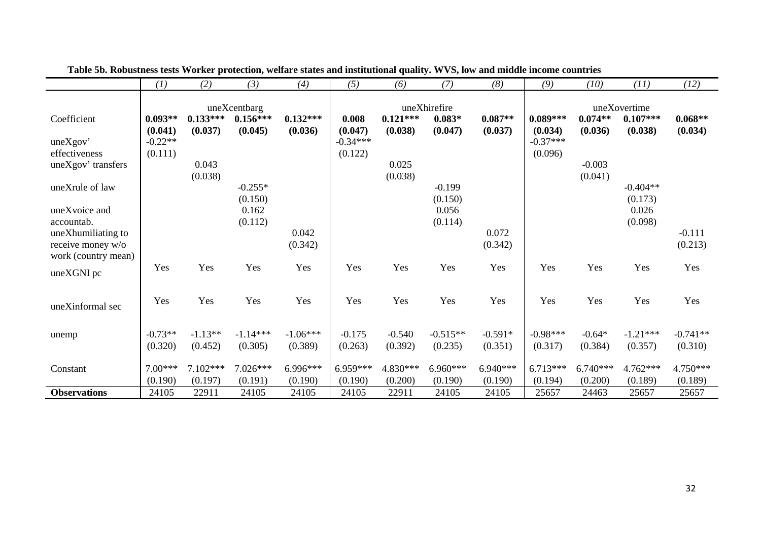**Table 5b. Robustness tests Worker protection, welfare states and institutional quality. WVS, low and middle income countries**

| | *(1)* | *(2)* | *(3)* | *(4)* | *(5)* | *(6)* | *(7)* | *(8)* | *(9)* | *(10)* | *(11)* | *(12)* |
|---|---|---|---|---|---|---|---|---|---|---|---|---|
| | uneXcentbarg | | | | uneXhirefire | | | | uneXovertime | | | |
| Coefficient | **0.093\*\*** | **0.133\*\*\*** | **0.156\*\*\*** | **0.132\*\*\*** | **0.008** | **0.121\*\*\*** | **0.083\*** | **0.087\*\*** | **0.089\*\*\*** | **0.074\*\*** | **0.107\*\*\*** | **0.068\*\*** |
| | **(0.041)** | **(0.037)** | **(0.045)** | **(0.036)** | **(0.047)** | **(0.038)** | **(0.047)** | **(0.037)** | **(0.034)** | **(0.036)** | **(0.038)** | **(0.034)** |
| uneXgov' effectiveness | -0.22\*\* | | | | -0.34\*\*\* | | | | -0.37\*\*\* | | | |
| | (0.111) | | | | (0.122) | | | | (0.096) | | | |
| uneXgov' transfers | | 0.043 | | | | 0.025 | | | | -0.003 | | |
| | | (0.038) | | | | (0.038) | | | | (0.041) | | |
| uneXrule of law | | | -0.255\* | | | | -0.199 | | | | -0.404\*\* | |
| | | | (0.150) | | | | (0.150) | | | | (0.173) | |
| uneXvoice and accountab. | | | 0.162 | | | | 0.056 | | | | 0.026 | |
| | | | (0.112) | | | | (0.114) | | | | (0.098) | |
| uneXhumiliating to receive money w/o work (country mean) | | | | 0.042 | | | | 0.072 | | | | -0.111 |
| | | | | (0.342) | | | | (0.342) | | | | (0.213) |
| uneXGNI pc | Yes | Yes | Yes | Yes | Yes | Yes | Yes | Yes | Yes | Yes | Yes | Yes |
| uneXinformal sec | Yes | Yes | Yes | Yes | Yes | Yes | Yes | Yes | Yes | Yes | Yes | Yes |
| unemp | -0.73\*\* | -1.13\*\* | -1.14\*\*\* | -1.06\*\*\* | -0.175 | -0.540 | -0.515\*\* | -0.591\* | -0.98\*\*\* | -0.64\* | -1.21\*\*\* | -0.741\*\* |
| | (0.320) | (0.452) | (0.305) | (0.389) | (0.263) | (0.392) | (0.235) | (0.351) | (0.317) | (0.384) | (0.357) | (0.310) |
| Constant | 7.00\*\*\* | 7.102\*\*\* | 7.026\*\*\* | 6.996\*\*\* | 6.959\*\*\* | 4.830\*\*\* | 6.960\*\*\* | 6.940\*\*\* | 6.713\*\*\* | 6.740\*\*\* | 4.762\*\*\* | 4.750\*\*\* |
| | (0.190) | (0.197) | (0.191) | (0.190) | (0.190) | (0.200) | (0.190) | (0.190) | (0.194) | (0.200) | (0.189) | (0.189) |
| **Observations** | 24105 | 22911 | 24105 | 24105 | 24105 | 22911 | 24105 | 24105 | 25657 | 24463 | 25657 | 25657 |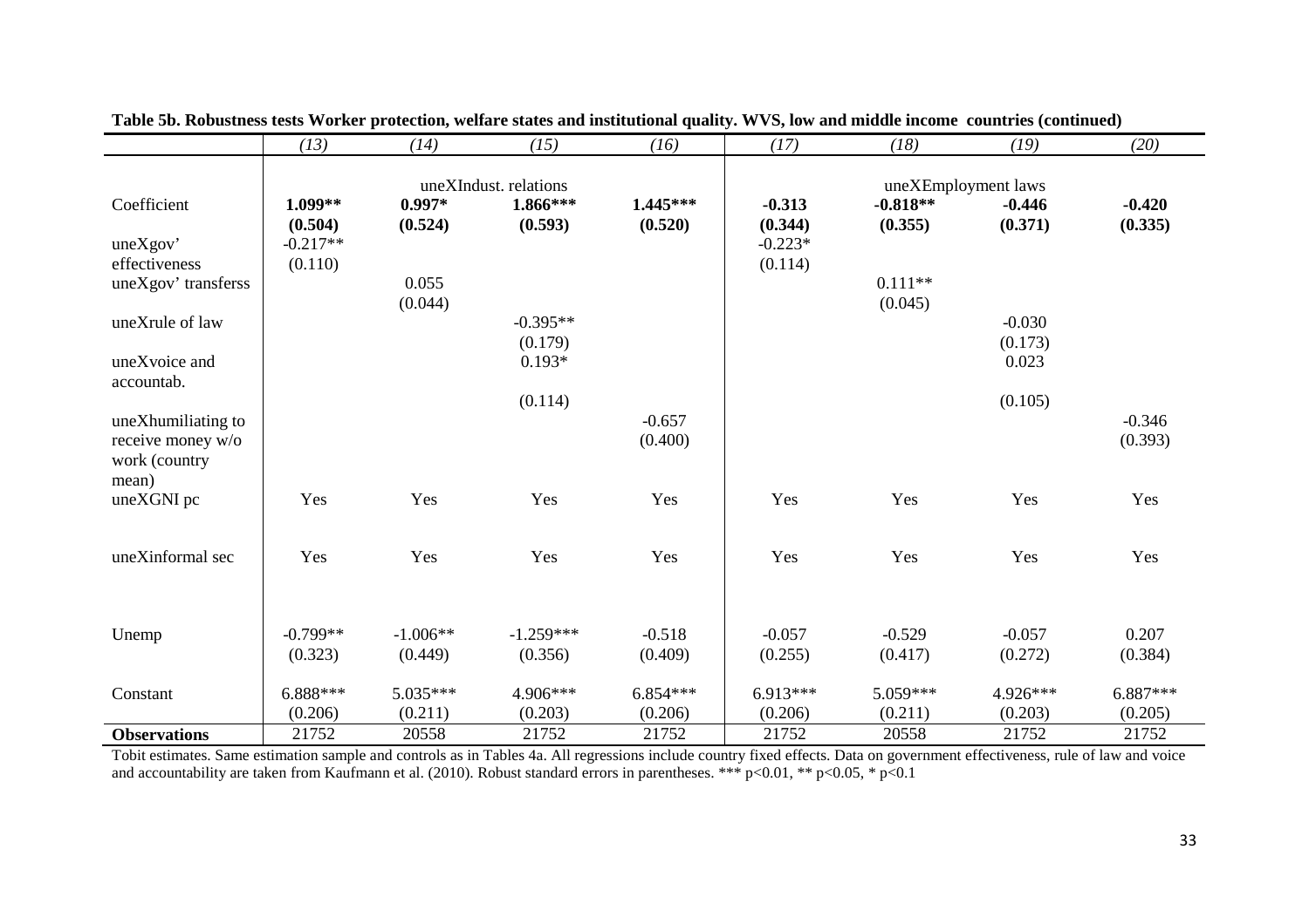**Table 5b. Robustness tests Worker protection, welfare states and institutional quality. WVS, low and middle income countries (continued)**

| | *(13)* | *(14)* | *(15)* | *(16)* | *(17)* | *(18)* | *(19)* | *(20)* |
|---|---|---|---|---|---|---|---|---|
| | uneXIndust. relations | | | | uneXEmployment laws | | | |
| Coefficient | **1.099\*\*** | **0.997\*** | **1.866\*\*\*** | **1.445\*\*\*** | **-0.313** | **-0.818\*\*** | **-0.446** | **-0.420** |
| | **(0.504)** | **(0.524)** | **(0.593)** | **(0.520)** | **(0.344)** | **(0.355)** | **(0.371)** | **(0.335)** |
| uneXgov' effectiveness | -0.217\*\* | | | | -0.223\* | | | |
| | (0.110) | | | | (0.114) | | | |
| uneXgov' transferss | | 0.055 | | | | 0.111\*\* | | |
| | | (0.044) | | | | (0.045) | | |
| uneXrule of law | | | -0.395\*\* | | | | -0.030 | |
| | | | (0.179) | | | | (0.173) | |
| uneXvoice and accountab. | | | 0.193\* | | | | 0.023 | |
| | | | (0.114) | | | | (0.105) | |
| uneXhumiliating to receive money w/o work (country mean) | | | | -0.657 | | | | -0.346 |
| | | | | (0.400) | | | | (0.393) |
| uneXGNI pc | Yes | Yes | Yes | Yes | Yes | Yes | Yes | Yes |
| uneXinformal sec | Yes | Yes | Yes | Yes | Yes | Yes | Yes | Yes |
| Unemp | -0.799\*\* | -1.006\*\* | -1.259\*\*\* | -0.518 | -0.057 | -0.529 | -0.057 | 0.207 |
| | (0.323) | (0.449) | (0.356) | (0.409) | (0.255) | (0.417) | (0.272) | (0.384) |
| Constant | 6.888\*\*\* | 5.035\*\*\* | 4.906\*\*\* | 6.854\*\*\* | 6.913\*\*\* | 5.059\*\*\* | 4.926\*\*\* | 6.887\*\*\* |
| | (0.206) | (0.211) | (0.203) | (0.206) | (0.206) | (0.211) | (0.203) | (0.205) |
| **Observations** | 21752 | 20558 | 21752 | 21752 | 21752 | 20558 | 21752 | 21752 |

Tobit estimates. Same estimation sample and controls as in Tables 4a. All regressions include country fixed effects. Data on government effectiveness, rule of law and voice and accountability are taken from Kaufmann et al. (2010). Robust standard errors in parentheses. *** p<0.01, ** p<0.05, * p<0.1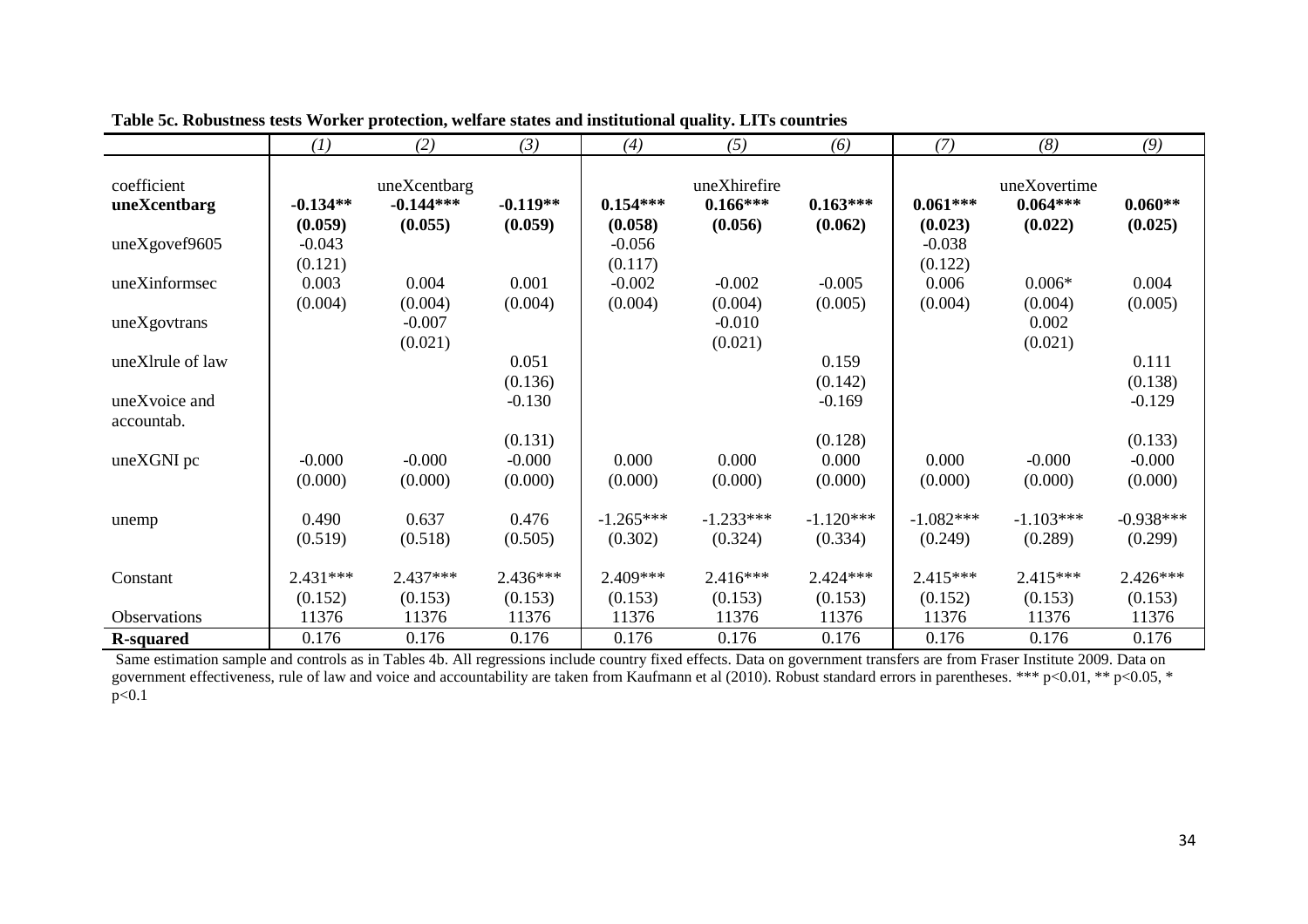**Table 5c. Robustness tests Worker protection, welfare states and institutional quality. LITs countries**

| | *(1)* | *(2)* | *(3)* | *(4)* | *(5)* | *(6)* | *(7)* | *(8)* | *(9)* |
|---|---|---|---|---|---|---|---|---|---|
| coefficient | | uneXcentbarg | | | uneXhirefire | | | uneXovertime | |
| **uneXcentbarg** | **-0.134\*\*** | **-0.144\*\*\*** | **-0.119\*\*** | **0.154\*\*\*** | **0.166\*\*\*** | **0.163\*\*\*** | **0.061\*\*\*** | **0.064\*\*\*** | **0.060\*\*** |
| | **(0.059)** | **(0.055)** | **(0.059)** | **(0.058)** | **(0.056)** | **(0.062)** | **(0.023)** | **(0.022)** | **(0.025)** |
| uneXgovef9605 | -0.043 | | | -0.056 | | | -0.038 | | |
| | (0.121) | | | (0.117) | | | (0.122) | | |
| uneXinformsec | 0.003 | 0.004 | 0.001 | -0.002 | -0.002 | -0.005 | 0.006 | 0.006* | 0.004 |
| | (0.004) | (0.004) | (0.004) | (0.004) | (0.004) | (0.005) | (0.004) | (0.004) | (0.005) |
| uneXgovtrans | | -0.007 | | | -0.010 | | | 0.002 | |
| | | (0.021) | | | (0.021) | | | (0.021) | |
| uneXlrule of law | | | 0.051 | | | 0.159 | | | 0.111 |
| | | | (0.136) | | | (0.142) | | | (0.138) |
| uneXvoice and accountab. | | | -0.130 | | | -0.169 | | | -0.129 |
| | | | (0.131) | | | (0.128) | | | (0.133) |
| uneXGNI pc | -0.000 | -0.000 | -0.000 | 0.000 | 0.000 | 0.000 | 0.000 | -0.000 | -0.000 |
| | (0.000) | (0.000) | (0.000) | (0.000) | (0.000) | (0.000) | (0.000) | (0.000) | (0.000) |
| unemp | 0.490 | 0.637 | 0.476 | -1.265\*\*\* | -1.233\*\*\* | -1.120\*\*\* | -1.082\*\*\* | -1.103\*\*\* | -0.938\*\*\* |
| | (0.519) | (0.518) | (0.505) | (0.302) | (0.324) | (0.334) | (0.249) | (0.289) | (0.299) |
| Constant | 2.431\*\*\* | 2.437\*\*\* | 2.436\*\*\* | 2.409\*\*\* | 2.416\*\*\* | 2.424\*\*\* | 2.415\*\*\* | 2.415\*\*\* | 2.426\*\*\* |
| | (0.152) | (0.153) | (0.153) | (0.153) | (0.153) | (0.153) | (0.152) | (0.153) | (0.153) |
| Observations | 11376 | 11376 | 11376 | 11376 | 11376 | 11376 | 11376 | 11376 | 11376 |
| **R-squared** | 0.176 | 0.176 | 0.176 | 0.176 | 0.176 | 0.176 | 0.176 | 0.176 | 0.176 |

Same estimation sample and controls as in Tables 4b. All regressions include country fixed effects. Data on government transfers are from Fraser Institute 2009. Data on government effectiveness, rule of law and voice and accountability are taken from Kaufmann et al (2010). Robust standard errors in parentheses. *** p<0.01, ** p<0.05, * p<0.1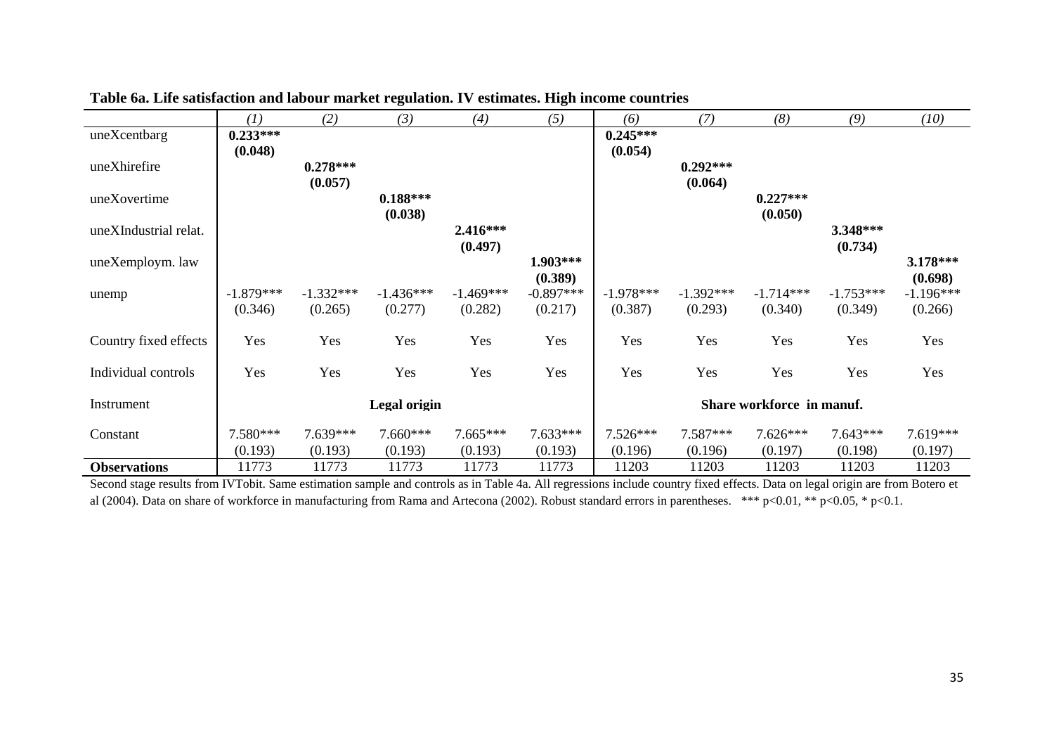**Table 6a. Life satisfaction and labour market regulation. IV estimates. High income countries**

| | *(1)* | *(2)* | *(3)* | *(4)* | *(5)* | *(6)* | *(7)* | *(8)* | *(9)* | *(10)* |
|---|---|---|---|---|---|---|---|---|---|---|
| uneXcentbarg | **0.233\*\*\*** | | | | | **0.245\*\*\*** | | | | |
| | **(0.048)** | | | | | **(0.054)** | | | | |
| uneXhirefire | | **0.278\*\*\*** | | | | | **0.292\*\*\*** | | | |
| | | **(0.057)** | | | | | **(0.064)** | | | |
| uneXovertime | | | **0.188\*\*\*** | | | | | **0.227\*\*\*** | | |
| | | | **(0.038)** | | | | | **(0.050)** | | |
| uneXIndustrial relat. | | | | **2.416\*\*\*** | | | | | **3.348\*\*\*** | |
| | | | | **(0.497)** | | | | | **(0.734)** | |
| uneXemploym. law | | | | | **1.903\*\*\*** | | | | | **3.178\*\*\*** |
| | | | | | **(0.389)** | | | | | **(0.698)** |
| unemp | -1.879\*\*\* | -1.332\*\*\* | -1.436\*\*\* | -1.469\*\*\* | -0.897\*\*\* | -1.978\*\*\* | -1.392\*\*\* | -1.714\*\*\* | -1.753\*\*\* | -1.196\*\*\* |
| | (0.346) | (0.265) | (0.277) | (0.282) | (0.217) | (0.387) | (0.293) | (0.340) | (0.349) | (0.266) |
| Country fixed effects | Yes | Yes | Yes | Yes | Yes | Yes | Yes | Yes | Yes | Yes |
| Individual controls | Yes | Yes | Yes | Yes | Yes | Yes | Yes | Yes | Yes | Yes |
| Instrument | | | **Legal origin** | | | | | **Share workforce in manuf.** | | |
| Constant | 7.580\*\*\* | 7.639\*\*\* | 7.660\*\*\* | 7.665\*\*\* | 7.633\*\*\* | 7.526\*\*\* | 7.587\*\*\* | 7.626\*\*\* | 7.643\*\*\* | 7.619\*\*\* |
| | (0.193) | (0.193) | (0.193) | (0.193) | (0.193) | (0.196) | (0.196) | (0.197) | (0.198) | (0.197) |
| **Observations** | 11773 | 11773 | 11773 | 11773 | 11773 | 11203 | 11203 | 11203 | 11203 | 11203 |

Second stage results from IVTobit. Same estimation sample and controls as in Table 4a. All regressions include country fixed effects. Data on legal origin are from Botero et al (2004). Data on share of workforce in manufacturing from Rama and Artecona (2002). Robust standard errors in parentheses. \*\*\* p<0.01, \*\* p<0.05, \* p<0.1.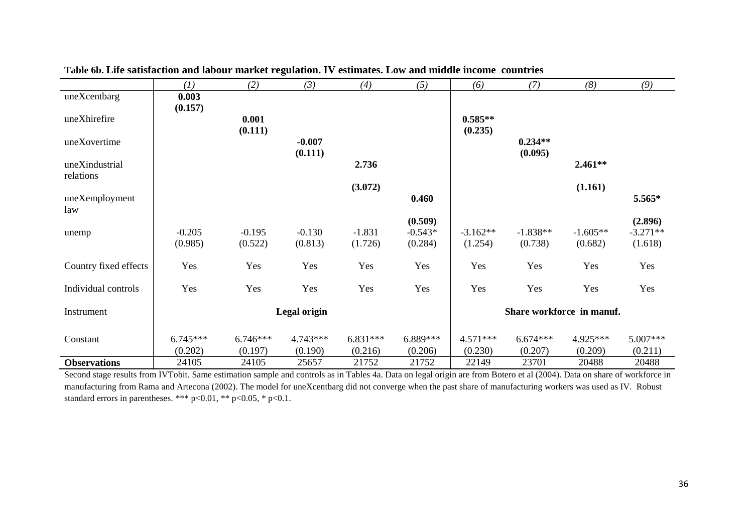**Table 6b. Life satisfaction and labour market regulation. IV estimates. Low and middle income countries**

| | *(1)* | *(2)* | *(3)* | *(4)* | *(5)* | *(6)* | *(7)* | *(8)* | *(9)* |
|---|---|---|---|---|---|---|---|---|---|
| uneXcentbarg | **0.003** | | | | | | | | |
| | **(0.157)** | | | | | | | | |
| uneXhirefire | | **0.001** | | | | **0.585\*\*** | | | |
| | | **(0.111)** | | | | **(0.235)** | | | |
| uneXovertime | | | **-0.007** | | | | **0.234\*\*** | | |
| | | | **(0.111)** | | | | **(0.095)** | | |
| uneXindustrial relations | | | | **2.736** | | | | **2.461\*\*** | |
| | | | | **(3.072)** | | | | **(1.161)** | |
| uneXemployment law | | | | | **0.460** | | | | **5.565\*** |
| | | | | | **(0.509)** | | | | **(2.896)** |
| unemp | -0.205 | -0.195 | -0.130 | -1.831 | -0.543\* | -3.162\*\* | -1.838\*\* | -1.605\*\* | -3.271\*\* |
| | (0.985) | (0.522) | (0.813) | (1.726) | (0.284) | (1.254) | (0.738) | (0.682) | (1.618) |
| Country fixed effects | Yes | Yes | Yes | Yes | Yes | Yes | Yes | Yes | Yes |
| Individual controls | Yes | Yes | Yes | Yes | Yes | Yes | Yes | Yes | Yes |
| Instrument | | | **Legal origin** | | | | **Share workforce in manuf.** | | |
| Constant | 6.745\*\*\* | 6.746\*\*\* | 4.743\*\*\* | 6.831\*\*\* | 6.889\*\*\* | 4.571\*\*\* | 6.674\*\*\* | 4.925\*\*\* | 5.007\*\*\* |
| | (0.202) | (0.197) | (0.190) | (0.216) | (0.206) | (0.230) | (0.207) | (0.209) | (0.211) |
| **Observations** | 24105 | 24105 | 25657 | 21752 | 21752 | 22149 | 23701 | 20488 | 20488 |

Second stage results from IVTobit. Same estimation sample and controls as in Tables 4a. Data on legal origin are from Botero et al (2004). Data on share of workforce in manufacturing from Rama and Artecona (2002). The model for uneXcentbarg did not converge when the past share of manufacturing workers was used as IV. Robust standard errors in parentheses. \*\*\* p<0.01, \*\* p<0.05, \* p<0.1.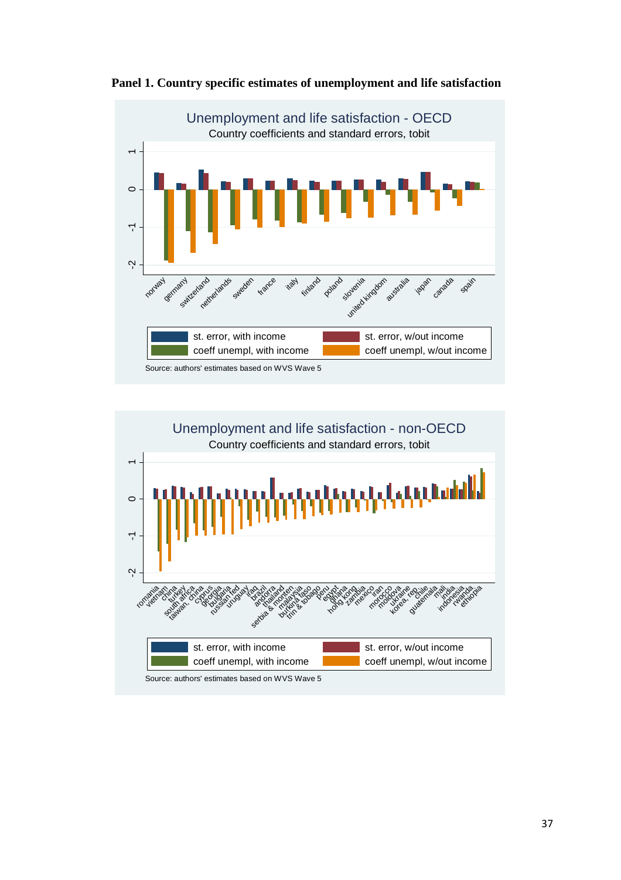**Panel 1. Country specific estimates of unemployment and life satisfaction**

Unemployment and life satisfaction - OECD

Country coefficients and standard errors, tobit

Source: authors' estimates based on WVS Wave 5

Unemployment and life satisfaction - non-OECD

Country coefficients and standard errors, tobit

Source: authors' estimates based on WVS Wave 5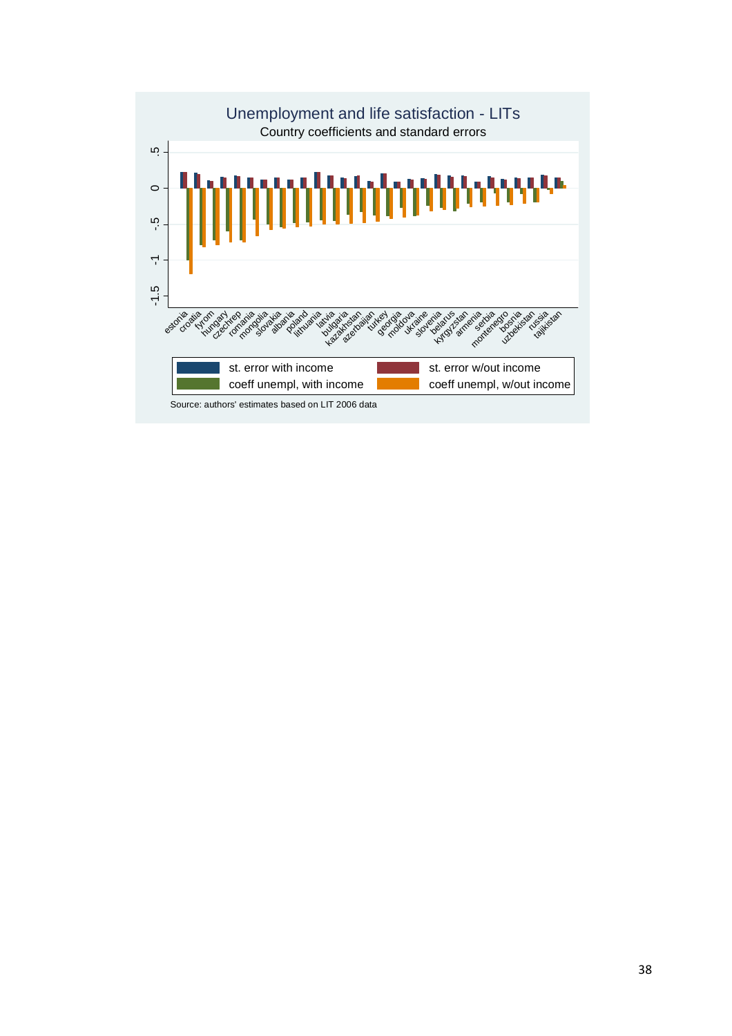Unemployment and life satisfaction - LITs

Country coefficients and standard errors

Source: authors' estimates based on LIT 2006 data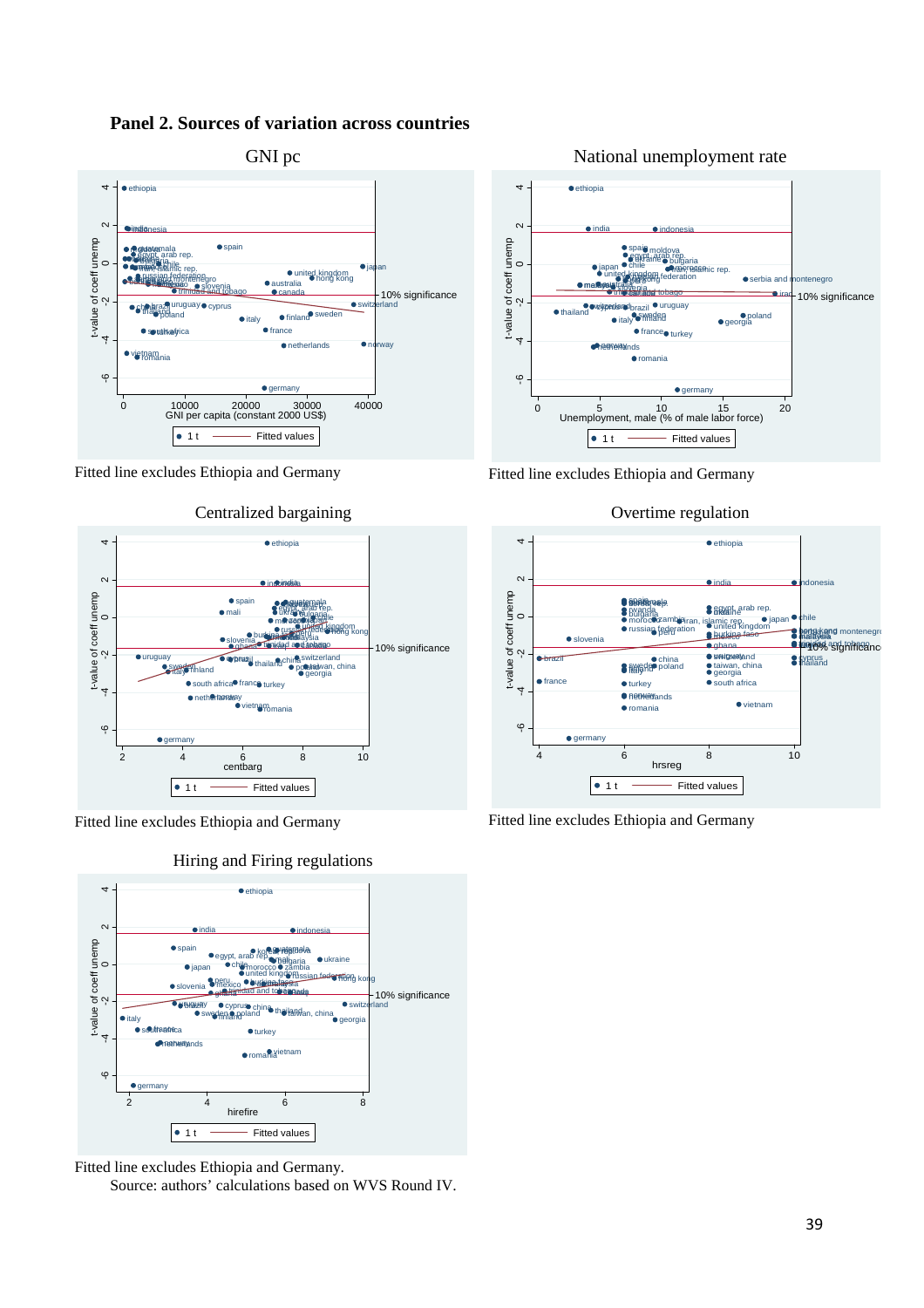**Panel 2. Sources of variation across countries**

GNI pc

Fitted line excludes Ethiopia and Germany

National unemployment rate

Fitted line excludes Ethiopia and Germany

Centralized bargaining

Fitted line excludes Ethiopia and Germany

Overtime regulation

Fitted line excludes Ethiopia and Germany

Hiring and Firing regulations

Fitted line excludes Ethiopia and Germany.

Source: authors' calculations based on WVS Round IV.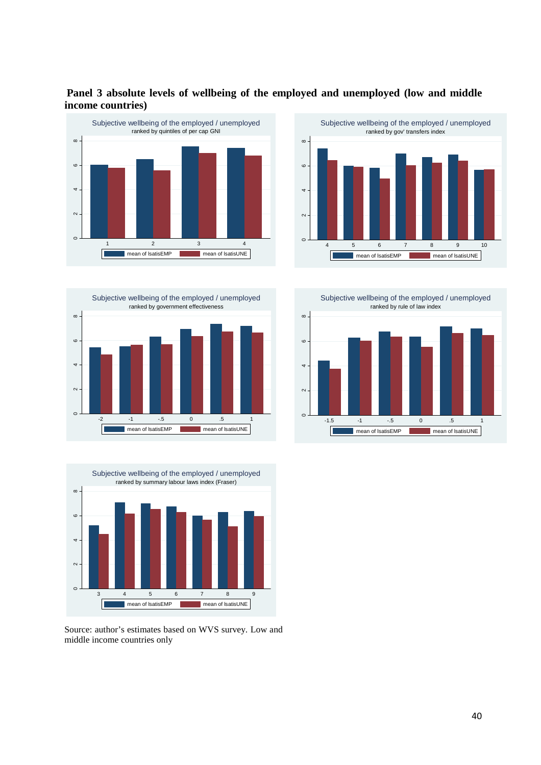**Panel 3 absolute levels of wellbeing of the employed and unemployed (low and middle income countries)**

Subjective wellbeing of the employed / unemployed
ranked by quintiles of per cap GNI
0 2 4 6 8
1 2 3 4
mean of lsatisEMP mean of lsatisUNE

Subjective wellbeing of the employed / unemployed
ranked by gov' transfers index
0 2 4 6 8
4 5 6 7 8 9 10
mean of lsatisEMP mean of lsatisUNE

Subjective wellbeing of the employed / unemployed
ranked by government effectiveness
0 2 4 6 8
-2 -1 -.5 0 .5 1
mean of lsatisEMP mean of lsatisUNE

Subjective wellbeing of the employed / unemployed
ranked by rule of law index
0 2 4 6 8
-1.5 -1 -.5 0 .5 1
mean of lsatisEMP mean of lsatisUNE

Subjective wellbeing of the employed / unemployed
ranked by summary labour laws index (Fraser)
0 2 4 6 8
3 4 5 6 7 8 9
mean of lsatisEMP mean of lsatisUNE

Source: author's estimates based on WVS survey. Low and middle income countries only